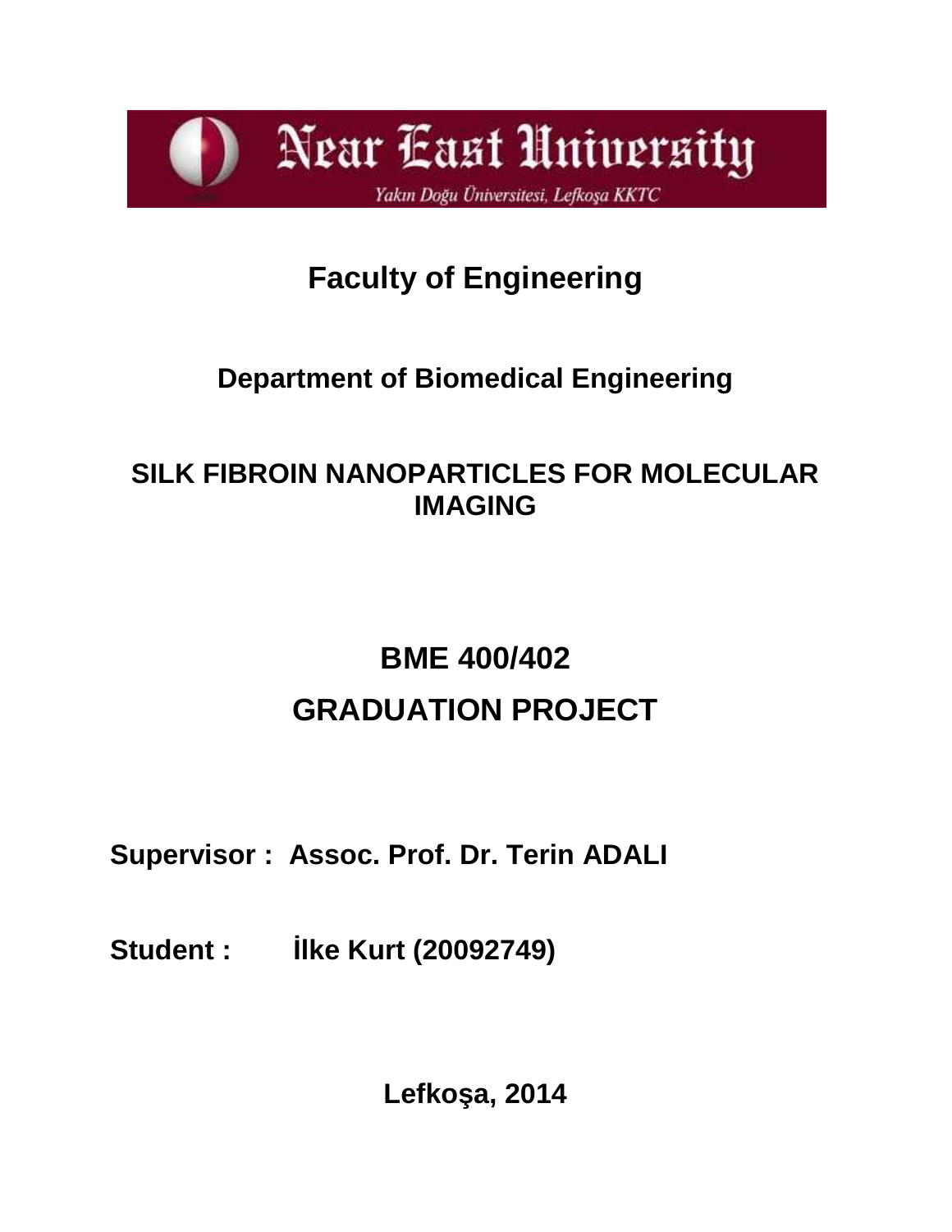Near East University

Yakın Doğu Üniversitesi, Lefkoşa KKTC

# Faculty of Engineering

## Department of Biomedical Engineering

## SILK FIBROIN NANOPARTICLES FOR MOLECULAR IMAGING

## BME 400/402
## GRADUATION PROJECT

**Supervisor :** **Assoc. Prof. Dr. Terin ADALI**

**Student :** **İlke Kurt (20092749)**

**Lefkoşa, 2014**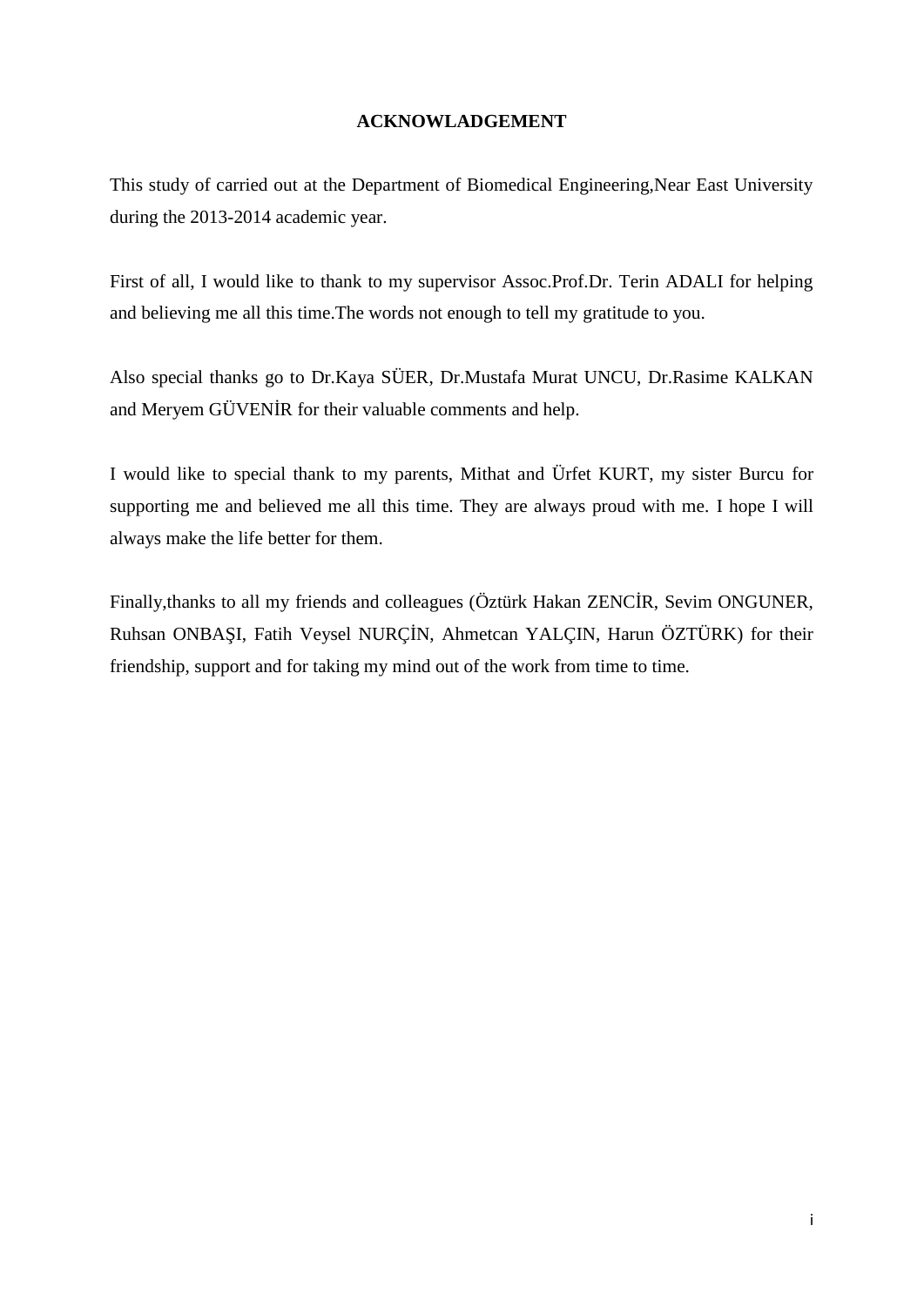# ACKNOWLADGEMENT

This study of carried out at the Department of Biomedical Engineering,Near East University during the 2013-2014 academic year.

First of all, I would like to thank to my supervisor Assoc.Prof.Dr. Terin ADALI for helping and believing me all this time.The words not enough to tell my gratitude to you.

Also special thanks go to Dr.Kaya SÜER, Dr.Mustafa Murat UNCU, Dr.Rasime KALKAN and Meryem GÜVENİR for their valuable comments and help.

I would like to special thank to my parents, Mithat and Ürfet KURT, my sister Burcu for supporting me and believed me all this time. They are always proud with me. I hope I will always make the life better for them.

Finally,thanks to all my friends and colleagues (Öztürk Hakan ZENCİR, Sevim ONGUNER, Ruhsan ONBAŞI, Fatih Veysel NURÇİN, Ahmetcan YALÇIN, Harun ÖZTÜRK) for their friendship, support and for taking my mind out of the work from time to time.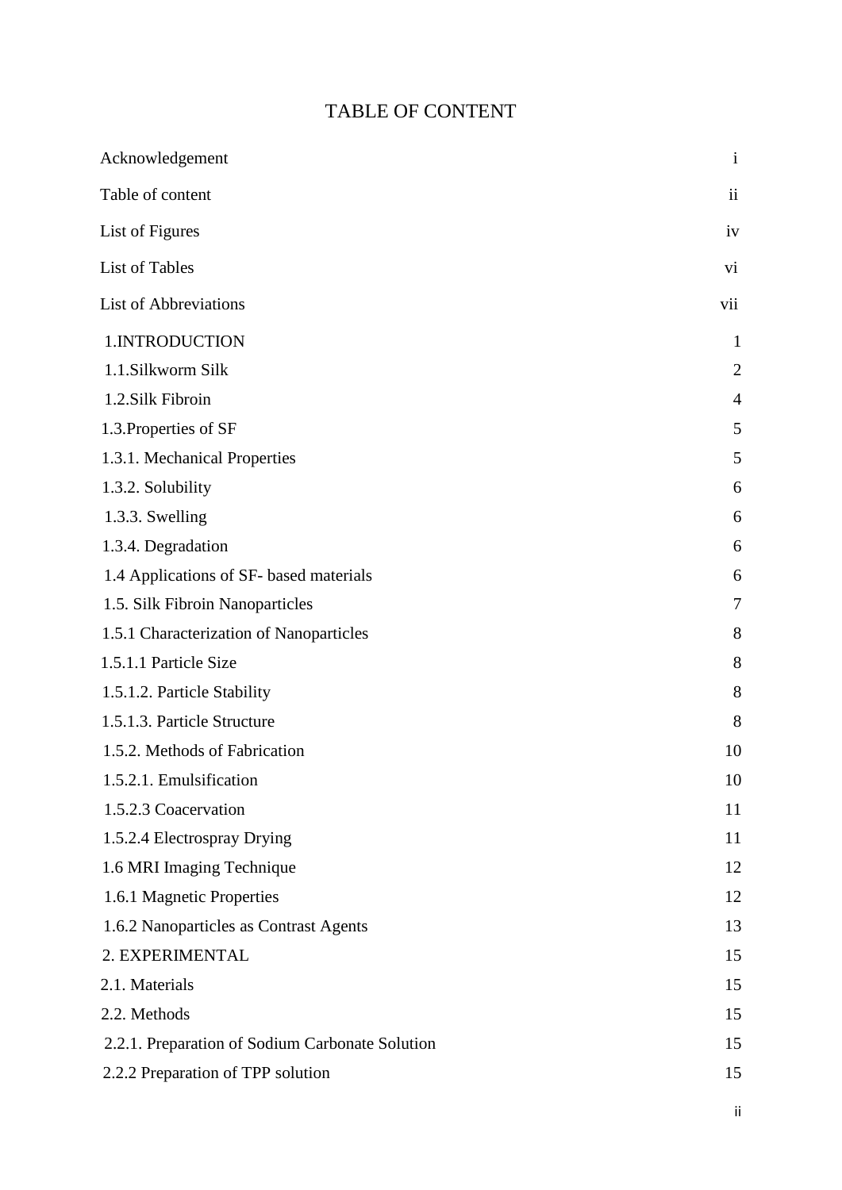# TABLE OF CONTENT

| | |
|---|---|
| Acknowledgement | i |
| Table of content | ii |
| List of Figures | iv |
| List of Tables | vi |
| List of Abbreviations | vii |
| 1.INTRODUCTION | 1 |
| 1.1.Silkworm Silk | 2 |
| 1.2.Silk Fibroin | 4 |
| 1.3.Properties of SF | 5 |
| 1.3.1. Mechanical Properties | 5 |
| 1.3.2. Solubility | 6 |
| 1.3.3. Swelling | 6 |
| 1.3.4. Degradation | 6 |
| 1.4 Applications of SF- based materials | 6 |
| 1.5. Silk Fibroin Nanoparticles | 7 |
| 1.5.1 Characterization of Nanoparticles | 8 |
| 1.5.1.1 Particle Size | 8 |
| 1.5.1.2. Particle Stability | 8 |
| 1.5.1.3. Particle Structure | 8 |
| 1.5.2. Methods of Fabrication | 10 |
| 1.5.2.1. Emulsification | 10 |
| 1.5.2.3 Coacervation | 11 |
| 1.5.2.4 Electrospray Drying | 11 |
| 1.6 MRI Imaging Technique | 12 |
| 1.6.1 Magnetic Properties | 12 |
| 1.6.2 Nanoparticles as Contrast Agents | 13 |
| 2. EXPERIMENTAL | 15 |
| 2.1. Materials | 15 |
| 2.2. Methods | 15 |
| 2.2.1. Preparation of Sodium Carbonate Solution | 15 |
| 2.2.2 Preparation of TPP solution | 15 |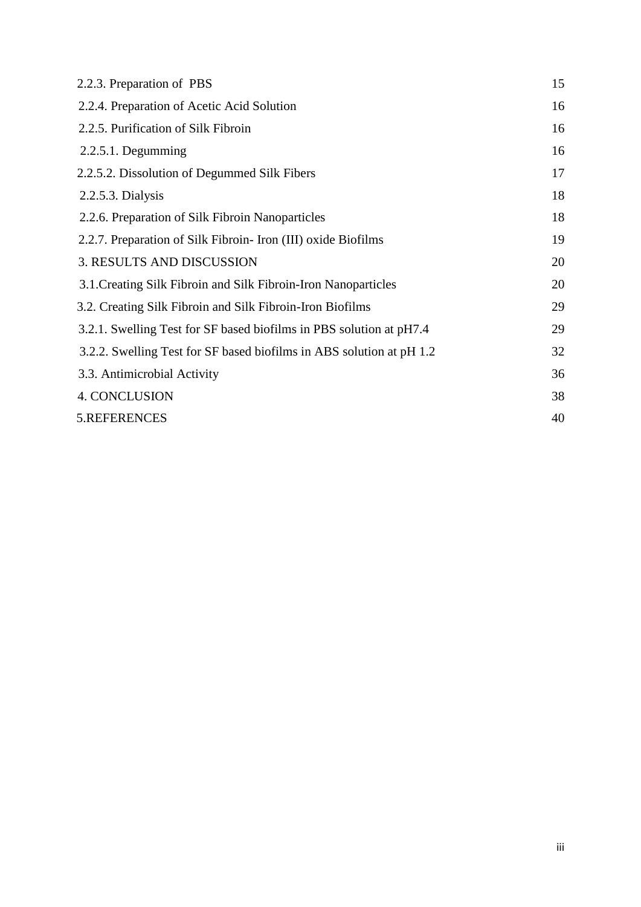| | |
|---|---|
| 2.2.3. Preparation of PBS | 15 |
| 2.2.4. Preparation of Acetic Acid Solution | 16 |
| 2.2.5. Purification of Silk Fibroin | 16 |
| 2.2.5.1. Degumming | 16 |
| 2.2.5.2. Dissolution of Degummed Silk Fibers | 17 |
| 2.2.5.3. Dialysis | 18 |
| 2.2.6. Preparation of Silk Fibroin Nanoparticles | 18 |
| 2.2.7. Preparation of Silk Fibroin- Iron (III) oxide Biofilms | 19 |
| 3. RESULTS AND DISCUSSION | 20 |
| 3.1.Creating Silk Fibroin and Silk Fibroin-Iron Nanoparticles | 20 |
| 3.2. Creating Silk Fibroin and Silk Fibroin-Iron Biofilms | 29 |
| 3.2.1. Swelling Test for SF based biofilms in PBS solution at pH7.4 | 29 |
| 3.2.2. Swelling Test for SF based biofilms in ABS solution at pH 1.2 | 32 |
| 3.3. Antimicrobial Activity | 36 |
| 4. CONCLUSION | 38 |
| 5.REFERENCES | 40 |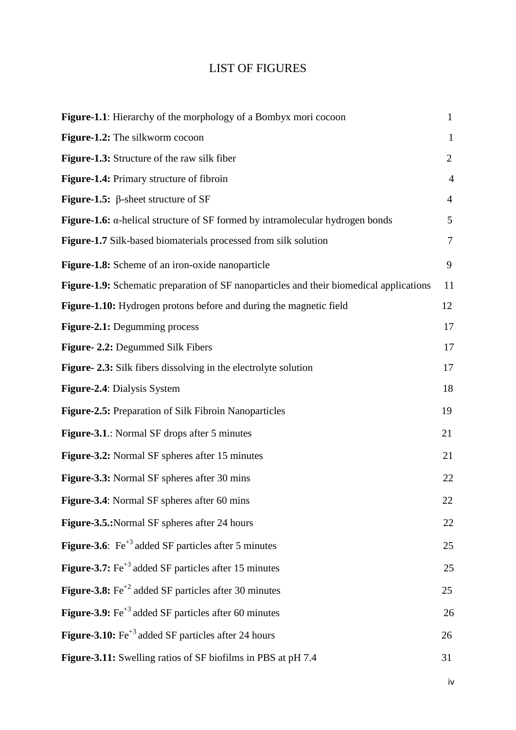# LIST OF FIGURES

| | |
|---|---|
| **Figure-1.1**: Hierarchy of the morphology of a Bombyx mori cocoon | 1 |
| **Figure-1.2:** The silkworm cocoon | 1 |
| **Figure-1.3:** Structure of the raw silk fiber | 2 |
| **Figure-1.4:** Primary structure of fibroin | 4 |
| **Figure-1.5:** β-sheet structure of SF | 4 |
| **Figure-1.6:** α-helical structure of SF formed by intramolecular hydrogen bonds | 5 |
| **Figure-1.7** Silk-based biomaterials processed from silk solution | 7 |
| **Figure-1.8:** Scheme of an iron-oxide nanoparticle | 9 |
| **Figure-1.9:** Schematic preparation of SF nanoparticles and their biomedical applications | 11 |
| **Figure-1.10:** Hydrogen protons before and during the magnetic field | 12 |
| **Figure-2.1:** Degumming process | 17 |
| **Figure- 2.2:** Degummed Silk Fibers | 17 |
| **Figure- 2.3:** Silk fibers dissolving in the electrolyte solution | 17 |
| **Figure-2.4**: Dialysis System | 18 |
| **Figure-2.5:** Preparation of Silk Fibroin Nanoparticles | 19 |
| **Figure-3.1**.: Normal SF drops after 5 minutes | 21 |
| **Figure-3.2:** Normal SF spheres after 15 minutes | 21 |
| **Figure-3.3:** Normal SF spheres after 30 mins | 22 |
| **Figure-3.4**: Normal SF spheres after 60 mins | 22 |
| **Figure-3.5.:**Normal SF spheres after 24 hours | 22 |
| **Figure-3.6**: $Fe^{+3}$ added SF particles after 5 minutes | 25 |
| **Figure-3.7:** $Fe^{+3}$ added SF particles after 15 minutes | 25 |
| **Figure-3.8:** $Fe^{+2}$ added SF particles after 30 minutes | 25 |
| **Figure-3.9:** $Fe^{+3}$ added SF particles after 60 minutes | 26 |
| **Figure-3.10:** $Fe^{+3}$ added SF particles after 24 hours | 26 |
| **Figure-3.11:** Swelling ratios of SF biofilms in PBS at pH 7.4 | 31 |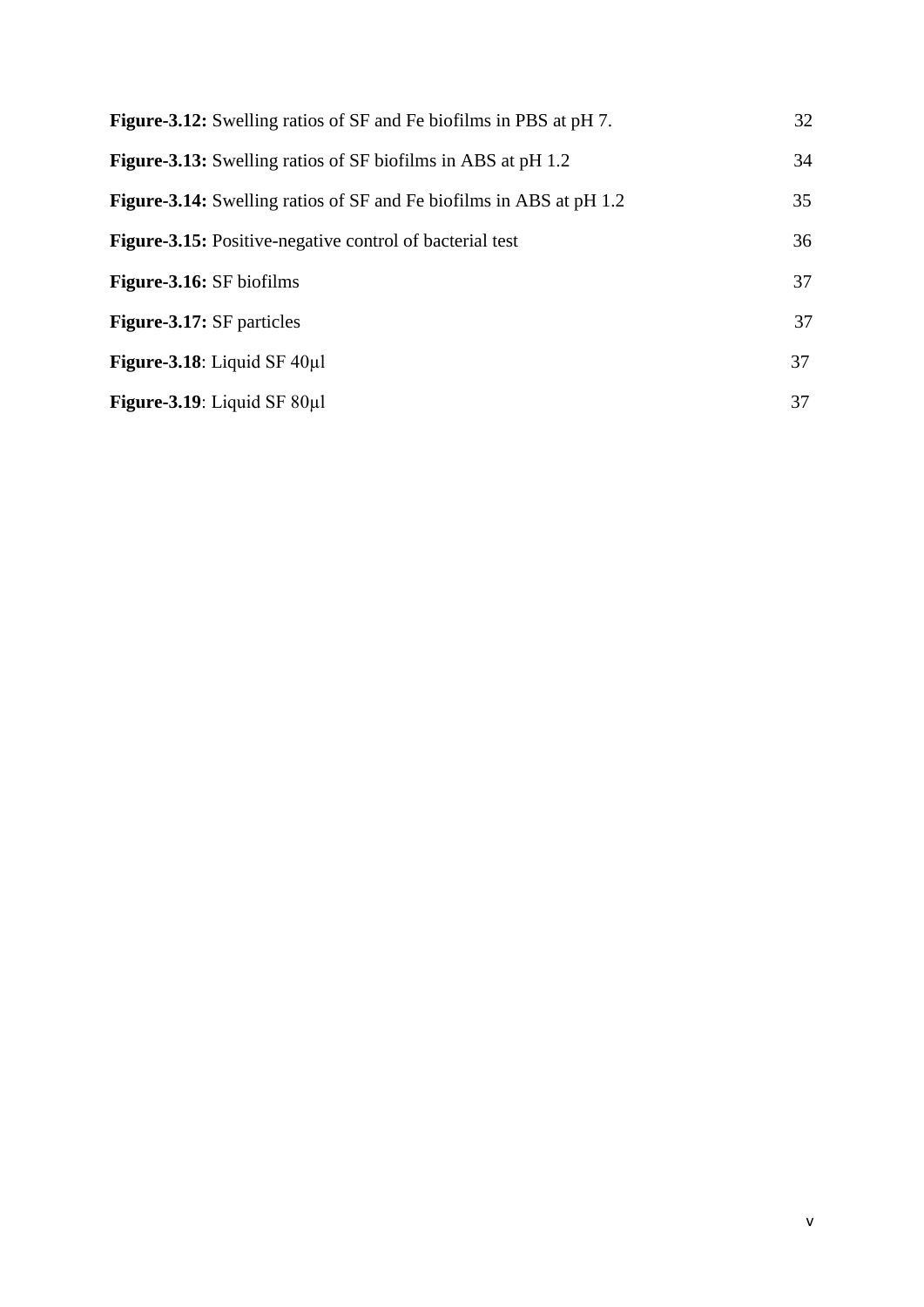**Figure-3.12:** Swelling ratios of SF and Fe biofilms in PBS at pH 7. 32

**Figure-3.13:** Swelling ratios of SF biofilms in ABS at pH 1.2 34

**Figure-3.14:** Swelling ratios of SF and Fe biofilms in ABS at pH 1.2 35

**Figure-3.15:** Positive-negative control of bacterial test 36

**Figure-3.16:** SF biofilms 37

**Figure-3.17:** SF particles 37

**Figure-3.18**: Liquid SF 40μl 37

**Figure-3.19**: Liquid SF 80μl 37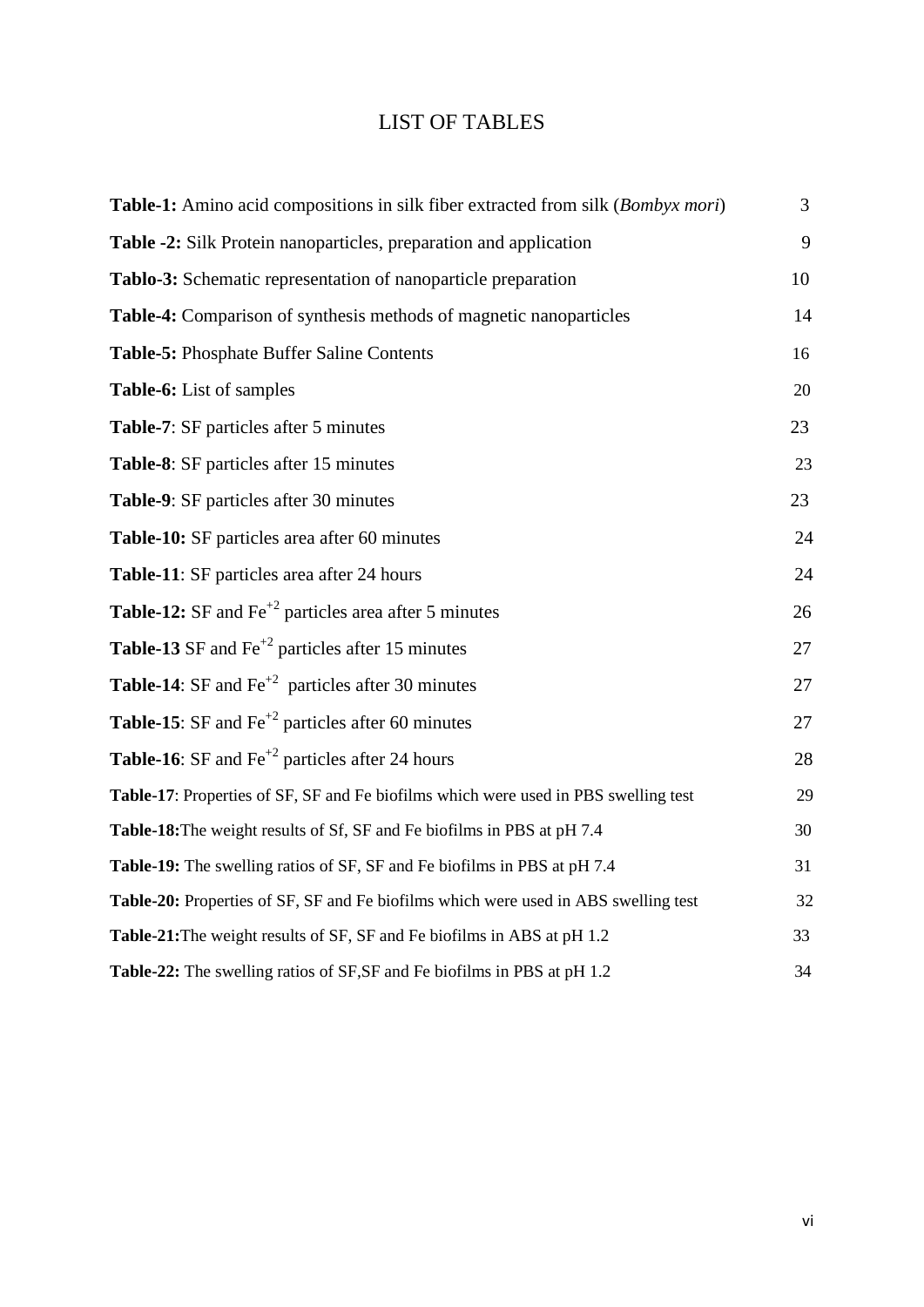# LIST OF TABLES

**Table-1:** Amino acid compositions in silk fiber extracted from silk (*Bombyx mori*) 3

**Table -2:** Silk Protein nanoparticles, preparation and application 9

**Tablo-3:** Schematic representation of nanoparticle preparation 10

**Table-4:** Comparison of synthesis methods of magnetic nanoparticles 14

**Table-5:** Phosphate Buffer Saline Contents 16

**Table-6:** List of samples 20

**Table-7**: SF particles after 5 minutes 23

**Table-8**: SF particles after 15 minutes 23

**Table-9**: SF particles after 30 minutes 23

**Table-10:** SF particles area after 60 minutes 24

**Table-11**: SF particles area after 24 hours 24

**Table-12:** SF and $Fe^{+2}$ particles area after 5 minutes 26

**Table-13** SF and $Fe^{+2}$ particles after 15 minutes 27

**Table-14**: SF and $Fe^{+2}$ particles after 30 minutes 27

**Table-15**: SF and $Fe^{+2}$ particles after 60 minutes 27

**Table-16**: SF and $Fe^{+2}$ particles after 24 hours 28

**Table-17**: Properties of SF, SF and Fe biofilms which were used in PBS swelling test 29

**Table-18:**The weight results of Sf, SF and Fe biofilms in PBS at pH 7.4 30

**Table-19:** The swelling ratios of SF, SF and Fe biofilms in PBS at pH 7.4 31

**Table-20:** Properties of SF, SF and Fe biofilms which were used in ABS swelling test 32

**Table-21:**The weight results of SF, SF and Fe biofilms in ABS at pH 1.2 33

**Table-22:** The swelling ratios of SF,SF and Fe biofilms in PBS at pH 1.2 34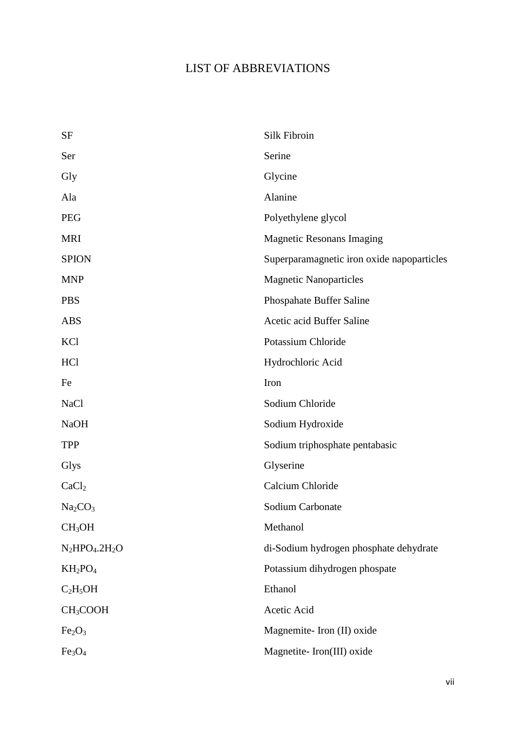# LIST OF ABBREVIATIONS

| | |
|---|---|
| SF | Silk Fibroin |
| Ser | Serine |
| Gly | Glycine |
| Ala | Alanine |
| PEG | Polyethylene glycol |
| MRI | Magnetic Resonans Imaging |
| SPION | Superparamagnetic iron oxide napoparticles |
| MNP | Magnetic Nanoparticles |
| PBS | Phospahate Buffer Saline |
| ABS | Acetic acid Buffer Saline |
| KCl | Potassium Chloride |
| HCl | Hydrochloric Acid |
| Fe | Iron |
| NaCl | Sodium Chloride |
| NaOH | Sodium Hydroxide |
| TPP | Sodium triphosphate pentabasic |
| Glys | Glyserine |
| $CaCl_2$ | Calcium Chloride |
| $Na_2CO_3$ | Sodium Carbonate |
| $CH_3OH$ | Methanol |
| $N_2HPO_4.2H_2O$ | di-Sodium hydrogen phosphate dehydrate |
| $KH_2PO_4$ | Potassium dihydrogen phospate |
| $C_2H_5OH$ | Ethanol |
| $CH_3COOH$ | Acetic Acid |
| $Fe_2O_3$ | Magnemite- Iron (II) oxide |
| $Fe_3O_4$ | Magnetite- Iron(III) oxide |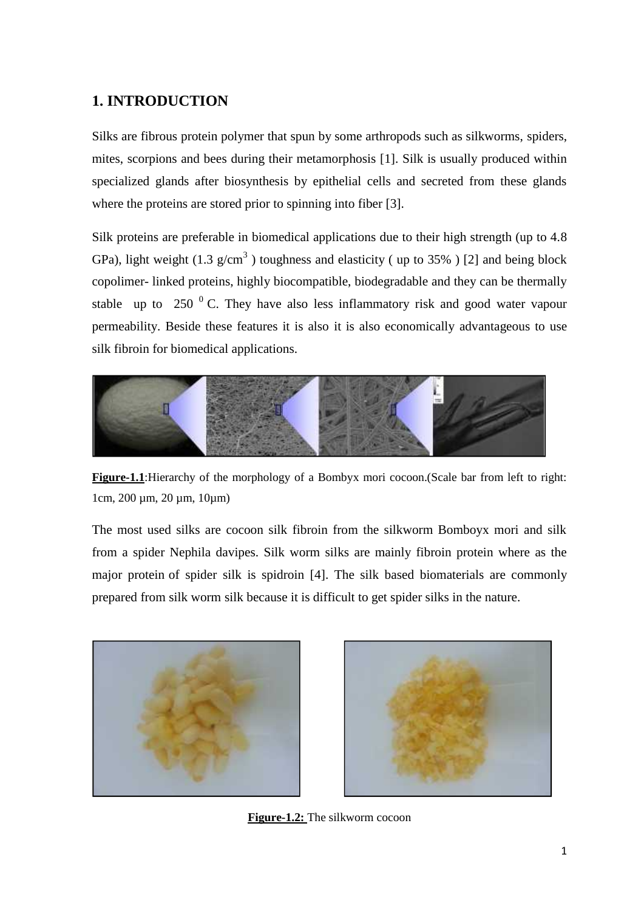# 1. INTRODUCTION

Silks are fibrous protein polymer that spun by some arthropods such as silkworms, spiders, mites, scorpions and bees during their metamorphosis [1]. Silk is usually produced within specialized glands after biosynthesis by epithelial cells and secreted from these glands where the proteins are stored prior to spinning into fiber [3].

Silk proteins are preferable in biomedical applications due to their high strength (up to 4.8 GPa), light weight (1.3 g/cm$^3$ ) toughness and elasticity ( up to 35% ) [2] and being block copolimer- linked proteins, highly biocompatible, biodegradable and they can be thermally stable up to 250 $^0$ C. They have also less inflammatory risk and good water vapour permeability. Beside these features it is also it is also economically advantageous to use silk fibroin for biomedical applications.

**Figure-1.1**:Hierarchy of the morphology of a Bombyx mori cocoon.(Scale bar from left to right: 1cm, 200 µm, 20 µm, 10µm)

The most used silks are cocoon silk fibroin from the silkworm Bomboyx mori and silk from a spider Nephila davipes. Silk worm silks are mainly fibroin protein where as the major protein of spider silk is spidroin [4]. The silk based biomaterials are commonly prepared from silk worm silk because it is difficult to get spider silks in the nature.

**Figure-1.2:** The silkworm cocoon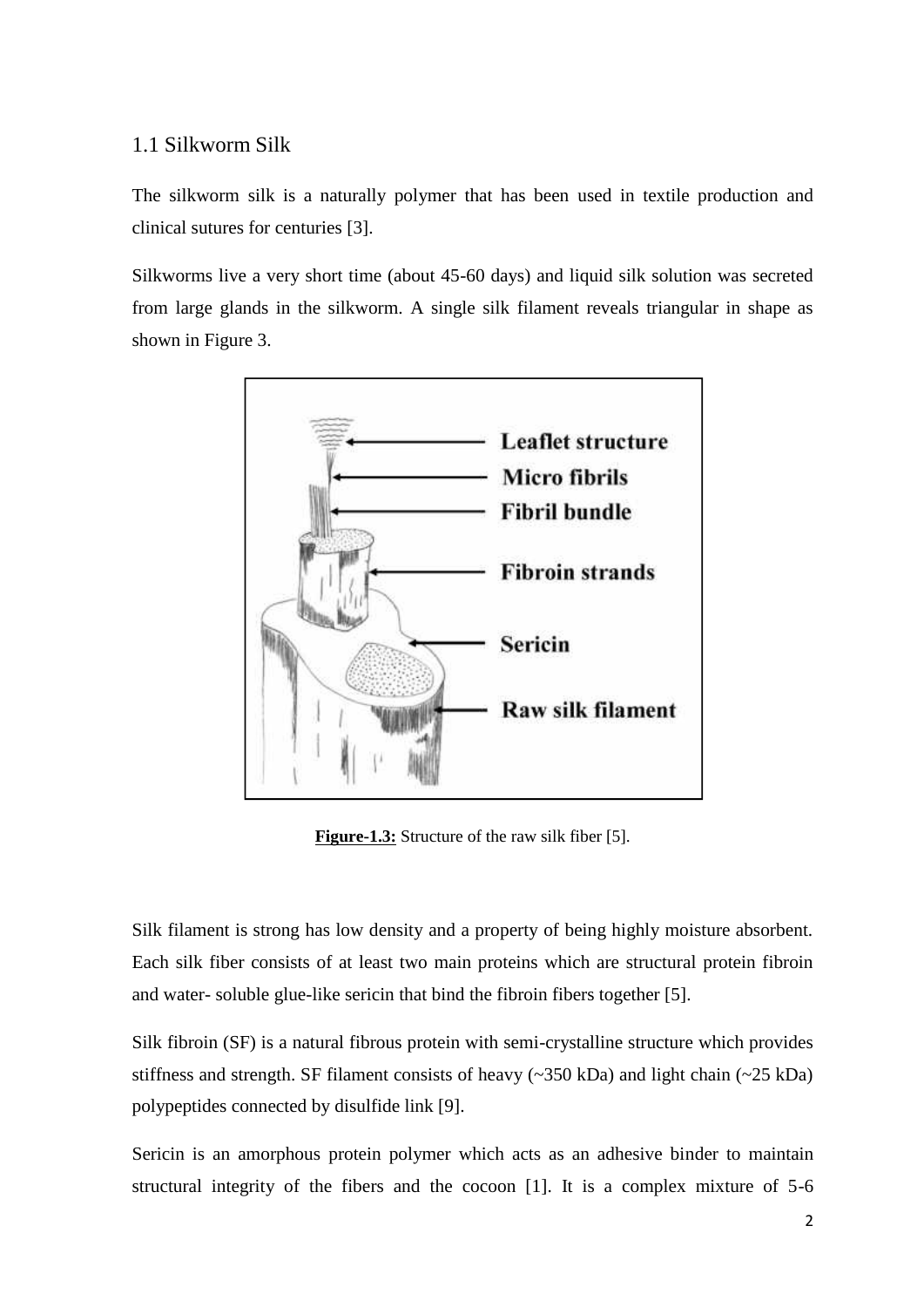## 1.1 Silkworm Silk

The silkworm silk is a naturally polymer that has been used in textile production and clinical sutures for centuries [3].

Silkworms live a very short time (about 45-60 days) and liquid silk solution was secreted from large glands in the silkworm. A single silk filament reveals triangular in shape as shown in Figure 3.

**Figure-1.3:** Structure of the raw silk fiber [5].

Silk filament is strong has low density and a property of being highly moisture absorbent. Each silk fiber consists of at least two main proteins which are structural protein fibroin and water- soluble glue-like sericin that bind the fibroin fibers together [5].

Silk fibroin (SF) is a natural fibrous protein with semi-crystalline structure which provides stiffness and strength. SF filament consists of heavy (~350 kDa) and light chain (~25 kDa) polypeptides connected by disulfide link [9].

Sericin is an amorphous protein polymer which acts as an adhesive binder to maintain structural integrity of the fibers and the cocoon [1]. It is a complex mixture of 5-6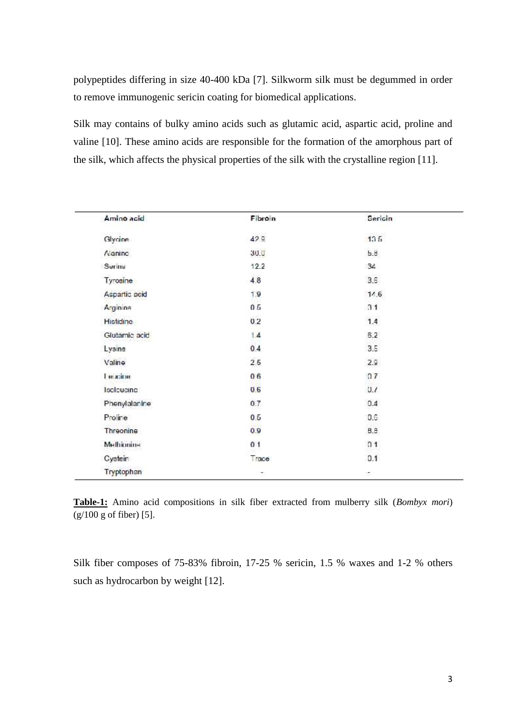polypeptides differing in size 40-400 kDa [7]. Silkworm silk must be degummed in order to remove immunogenic sericin coating for biomedical applications.

Silk may contains of bulky amino acids such as glutamic acid, aspartic acid, proline and valine [10]. These amino acids are responsible for the formation of the amorphous part of the silk, which affects the physical properties of the silk with the crystalline region [11].

| Amino acid | Fibroin | Sericin |
|---|---|---|
| Glycine | 42.9 | 13.5 |
| Alanine | 30.0 | 5.8 |
| Serine | 12.2 | 34 |
| Tyrosine | 4.8 | 3.6 |
| Aspartic acid | 1.9 | 14.6 |
| Arginine | 0.5 | 3.1 |
| Histidine | 0.2 | 1.4 |
| Glutamic acid | 1.4 | 6.2 |
| Lysine | 0.4 | 3.5 |
| Valine | 2.5 | 2.9 |
| Leucine | 0.6 | 0.7 |
| Isoleucine | 0.6 | 0.7 |
| Phenylalanine | 0.7 | 0.4 |
| Proline | 0.5 | 0.6 |
| Threonine | 0.9 | 8.8 |
| Methionine | 0.1 | 0.1 |
| Cystein | Trace | 0.1 |
| Tryptophan | - | - |

**Table-1:** Amino acid compositions in silk fiber extracted from mulberry silk (*Bombyx mori*) (g/100 g of fiber) [5].

Silk fiber composes of 75-83% fibroin, 17-25 % sericin, 1.5 % waxes and 1-2 % others such as hydrocarbon by weight [12].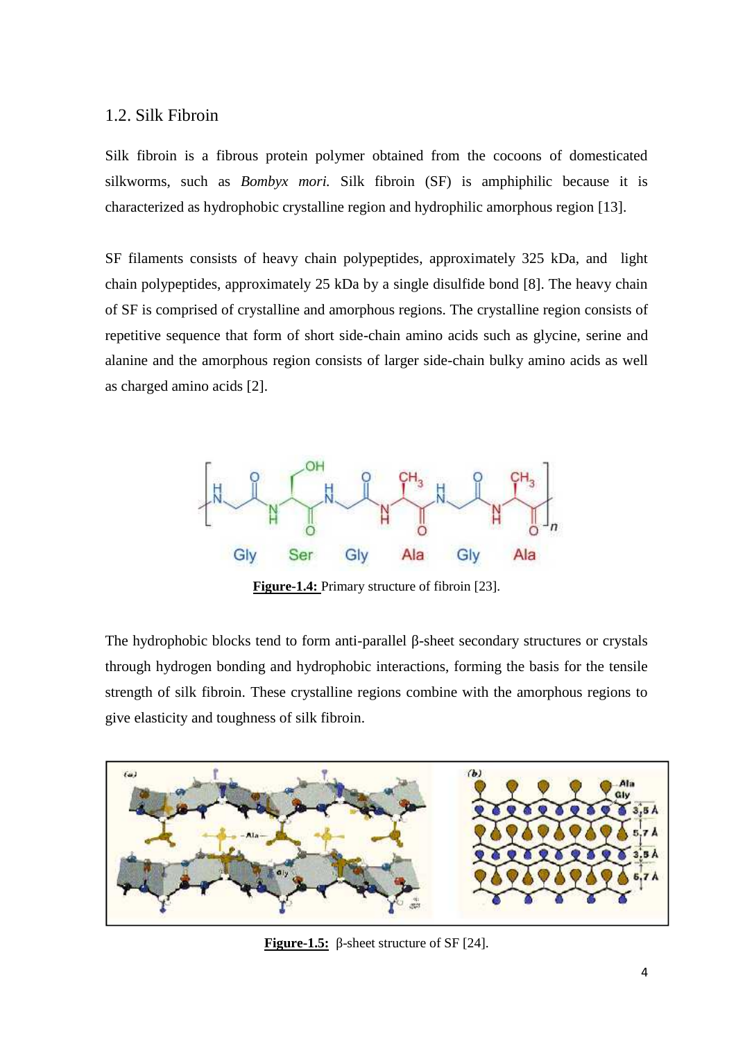## 1.2. Silk Fibroin

Silk fibroin is a fibrous protein polymer obtained from the cocoons of domesticated silkworms, such as *Bombyx mori.* Silk fibroin (SF) is amphiphilic because it is characterized as hydrophobic crystalline region and hydrophilic amorphous region [13].

SF filaments consists of heavy chain polypeptides, approximately 325 kDa, and light chain polypeptides, approximately 25 kDa by a single disulfide bond [8]. The heavy chain of SF is comprised of crystalline and amorphous regions. The crystalline region consists of repetitive sequence that form of short side-chain amino acids such as glycine, serine and alanine and the amorphous region consists of larger side-chain bulky amino acids as well as charged amino acids [2].

**Figure-1.4:** Primary structure of fibroin [23].

The hydrophobic blocks tend to form anti-parallel β-sheet secondary structures or crystals through hydrogen bonding and hydrophobic interactions, forming the basis for the tensile strength of silk fibroin. These crystalline regions combine with the amorphous regions to give elasticity and toughness of silk fibroin.

**Figure-1.5:** β-sheet structure of SF [24].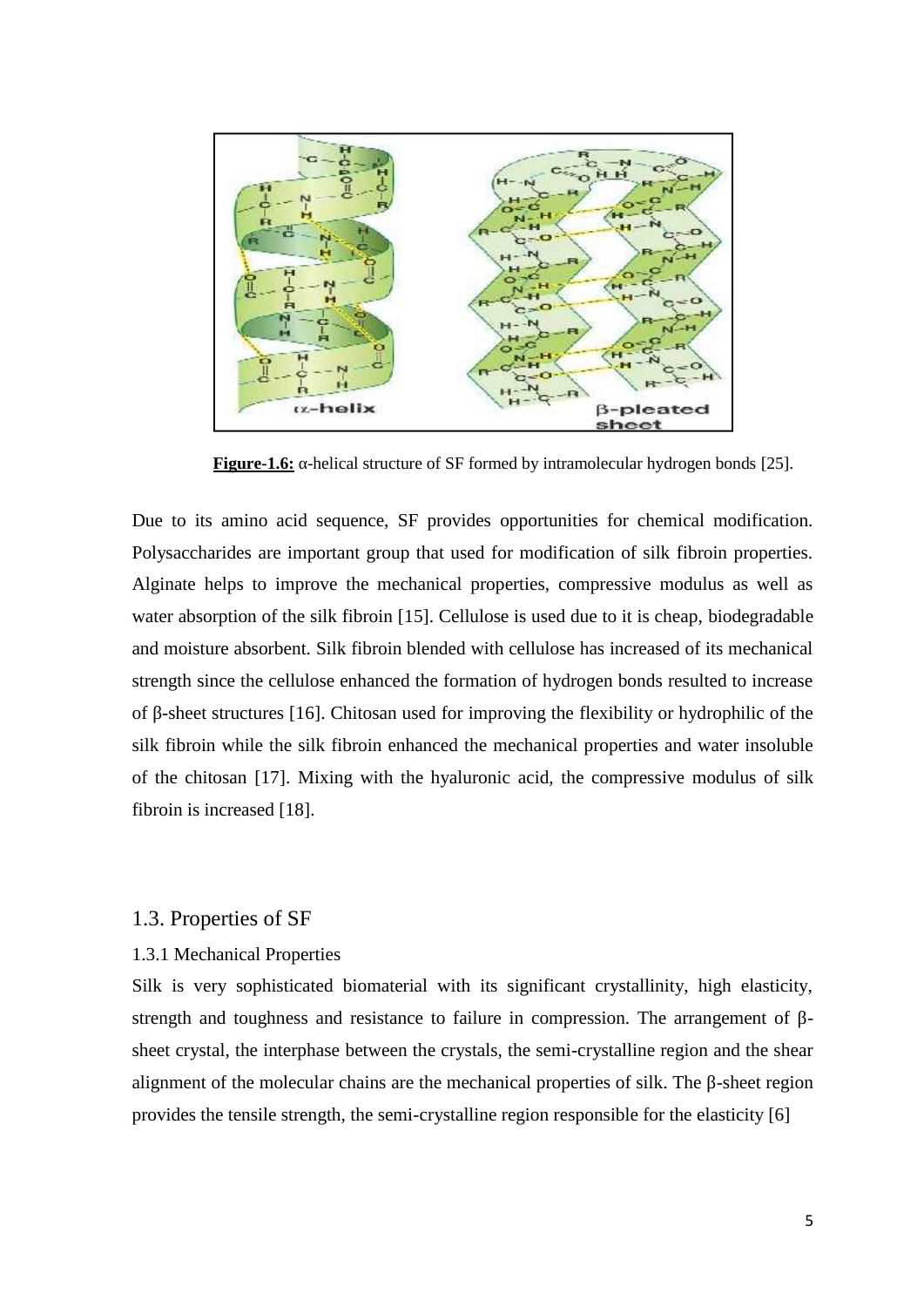**Figure-1.6:** α-helical structure of SF formed by intramolecular hydrogen bonds [25].

Due to its amino acid sequence, SF provides opportunities for chemical modification. Polysaccharides are important group that used for modification of silk fibroin properties. Alginate helps to improve the mechanical properties, compressive modulus as well as water absorption of the silk fibroin [15]. Cellulose is used due to it is cheap, biodegradable and moisture absorbent. Silk fibroin blended with cellulose has increased of its mechanical strength since the cellulose enhanced the formation of hydrogen bonds resulted to increase of β-sheet structures [16]. Chitosan used for improving the flexibility or hydrophilic of the silk fibroin while the silk fibroin enhanced the mechanical properties and water insoluble of the chitosan [17]. Mixing with the hyaluronic acid, the compressive modulus of silk fibroin is increased [18].

## 1.3. Properties of SF

### 1.3.1 Mechanical Properties

Silk is very sophisticated biomaterial with its significant crystallinity, high elasticity, strength and toughness and resistance to failure in compression. The arrangement of β-sheet crystal, the interphase between the crystals, the semi-crystalline region and the shear alignment of the molecular chains are the mechanical properties of silk. The β-sheet region provides the tensile strength, the semi-crystalline region responsible for the elasticity [6]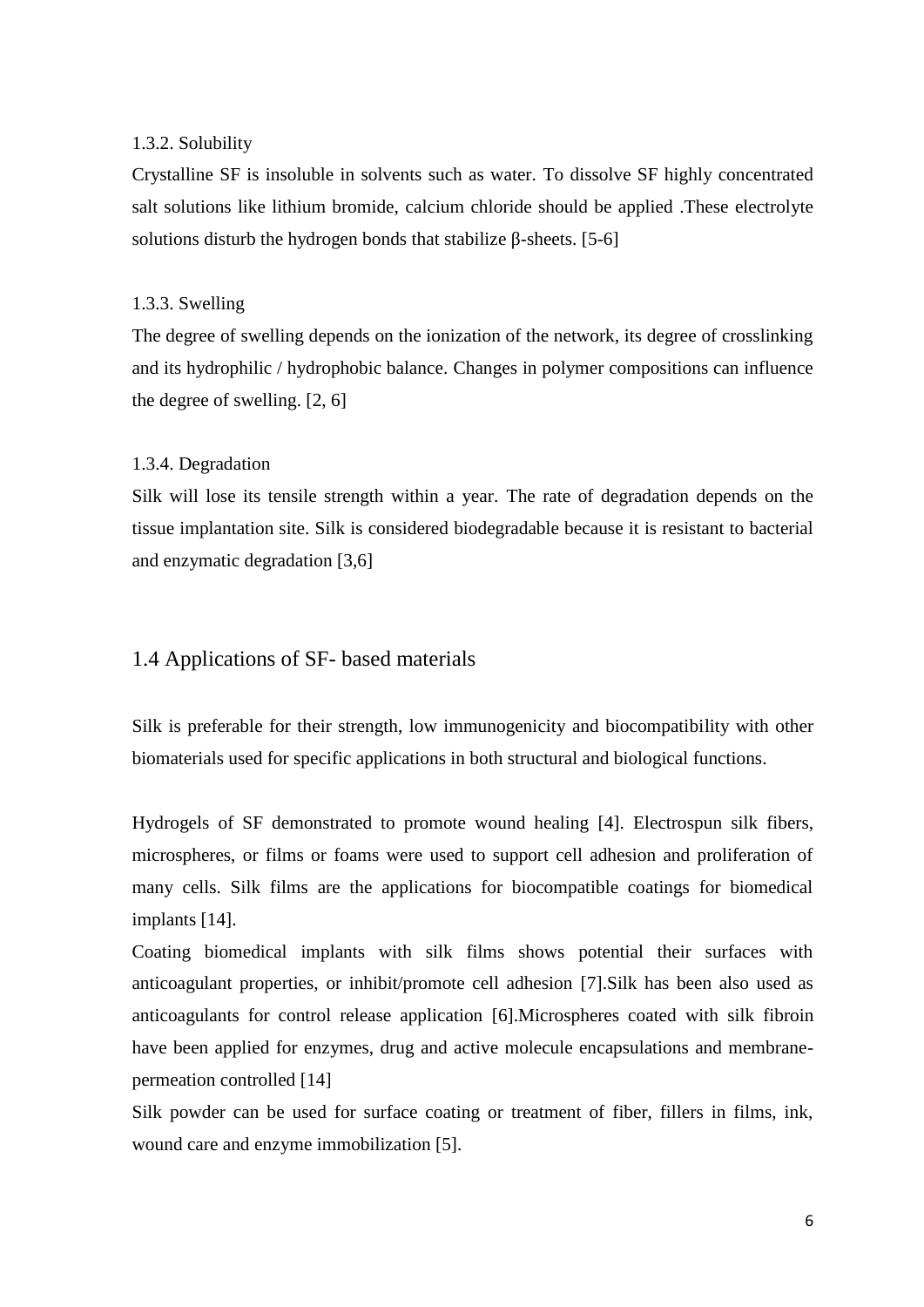### 1.3.2. Solubility

Crystalline SF is insoluble in solvents such as water. To dissolve SF highly concentrated salt solutions like lithium bromide, calcium chloride should be applied .These electrolyte solutions disturb the hydrogen bonds that stabilize β-sheets. [5-6]

### 1.3.3. Swelling

The degree of swelling depends on the ionization of the network, its degree of crosslinking and its hydrophilic / hydrophobic balance. Changes in polymer compositions can influence the degree of swelling. [2, 6]

### 1.3.4. Degradation

Silk will lose its tensile strength within a year. The rate of degradation depends on the tissue implantation site. Silk is considered biodegradable because it is resistant to bacterial and enzymatic degradation [3,6]

## 1.4 Applications of SF- based materials

Silk is preferable for their strength, low immunogenicity and biocompatibility with other biomaterials used for specific applications in both structural and biological functions.

Hydrogels of SF demonstrated to promote wound healing [4]. Electrospun silk fibers, microspheres, or films or foams were used to support cell adhesion and proliferation of many cells. Silk films are the applications for biocompatible coatings for biomedical implants [14].

Coating biomedical implants with silk films shows potential their surfaces with anticoagulant properties, or inhibit/promote cell adhesion [7].Silk has been also used as anticoagulants for control release application [6].Microspheres coated with silk fibroin have been applied for enzymes, drug and active molecule encapsulations and membrane-permeation controlled [14]

Silk powder can be used for surface coating or treatment of fiber, fillers in films, ink, wound care and enzyme immobilization [5].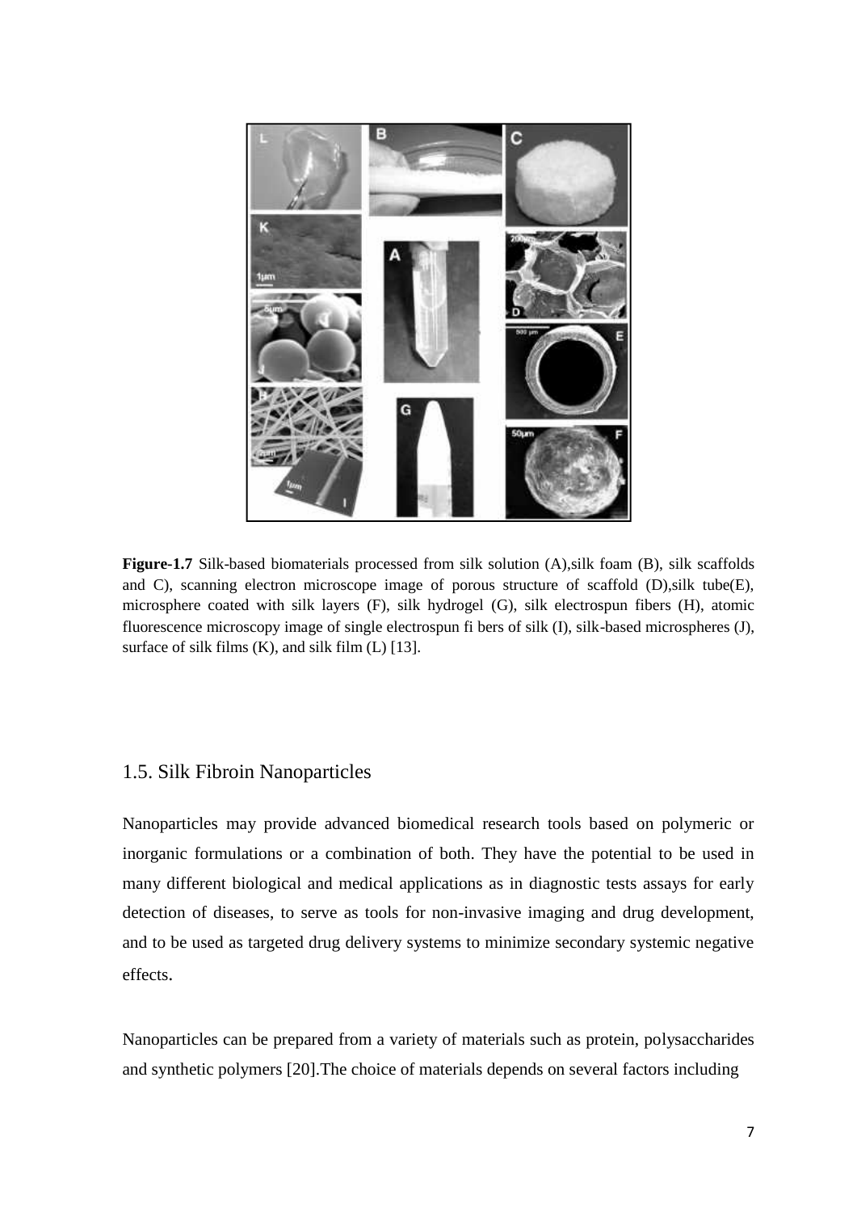**Figure-1.7** Silk-based biomaterials processed from silk solution (A),silk foam (B), silk scaffolds and C), scanning electron microscope image of porous structure of scaffold (D),silk tube(E), microsphere coated with silk layers (F), silk hydrogel (G), silk electrospun fibers (H), atomic fluorescence microscopy image of single electrospun fi bers of silk (I), silk-based microspheres (J), surface of silk films (K), and silk film (L) [13].

## 1.5. Silk Fibroin Nanoparticles

Nanoparticles may provide advanced biomedical research tools based on polymeric or inorganic formulations or a combination of both. They have the potential to be used in many different biological and medical applications as in diagnostic tests assays for early detection of diseases, to serve as tools for non-invasive imaging and drug development, and to be used as targeted drug delivery systems to minimize secondary systemic negative effects.

Nanoparticles can be prepared from a variety of materials such as protein, polysaccharides and synthetic polymers [20].The choice of materials depends on several factors including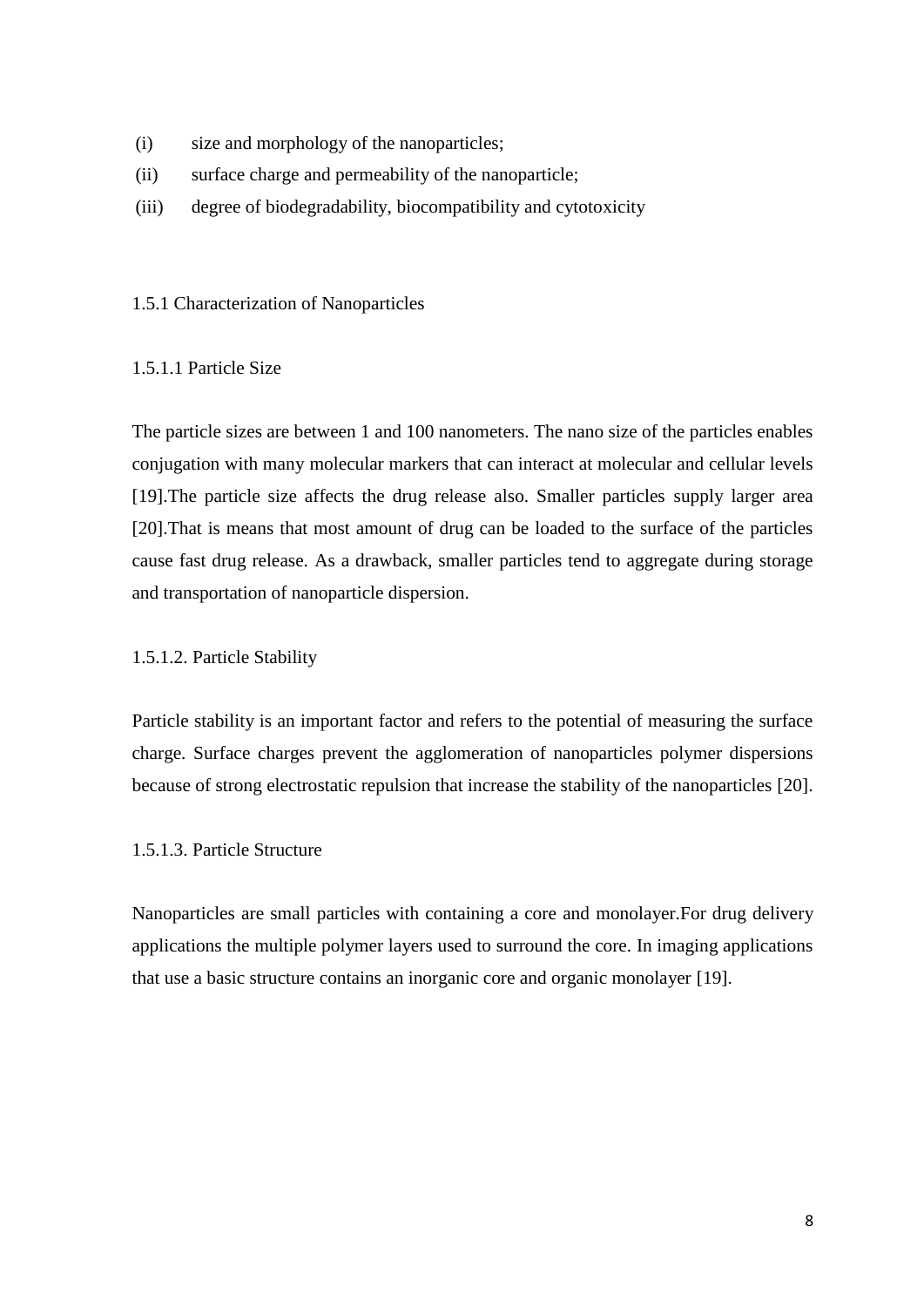(i) size and morphology of the nanoparticles;

(ii) surface charge and permeability of the nanoparticle;

(iii) degree of biodegradability, biocompatibility and cytotoxicity

### 1.5.1 Characterization of Nanoparticles

#### 1.5.1.1 Particle Size

The particle sizes are between 1 and 100 nanometers. The nano size of the particles enables conjugation with many molecular markers that can interact at molecular and cellular levels [19].The particle size affects the drug release also. Smaller particles supply larger area [20].That is means that most amount of drug can be loaded to the surface of the particles cause fast drug release. As a drawback, smaller particles tend to aggregate during storage and transportation of nanoparticle dispersion.

#### 1.5.1.2. Particle Stability

Particle stability is an important factor and refers to the potential of measuring the surface charge. Surface charges prevent the agglomeration of nanoparticles polymer dispersions because of strong electrostatic repulsion that increase the stability of the nanoparticles [20].

#### 1.5.1.3. Particle Structure

Nanoparticles are small particles with containing a core and monolayer.For drug delivery applications the multiple polymer layers used to surround the core. In imaging applications that use a basic structure contains an inorganic core and organic monolayer [19].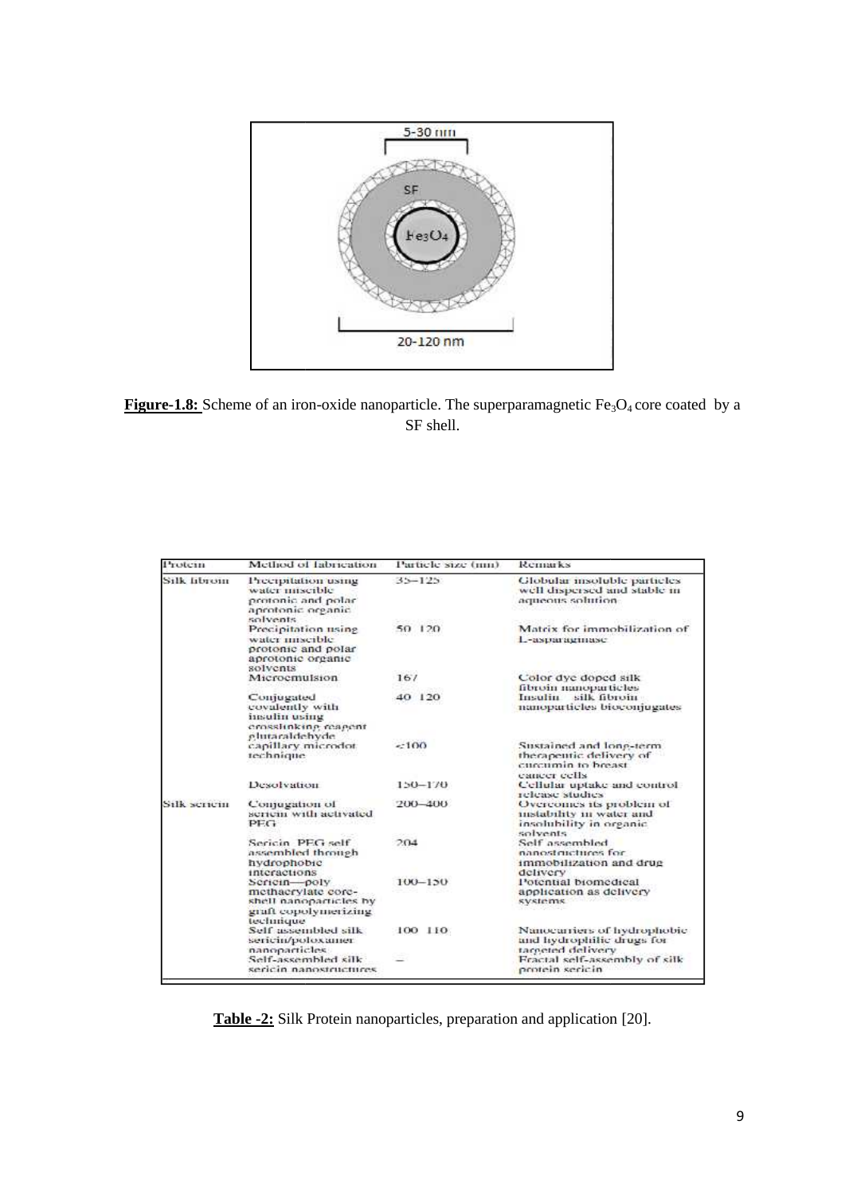**Figure-1.8:** Scheme of an iron-oxide nanoparticle. The superparamagnetic $Fe_3O_4$ core coated by a SF shell.

| Protein | Method of fabrication | Particle size (nm) | Remarks |
|---|---|---|---|
| Silk fibroin | Precipitation using water miscible protonic and polar aprotonic organic solvents | 35–125 | Globular insoluble particles well dispersed and stable in aqueous solution |
| | Precipitation using water miscible protonic and polar aprotonic organic solvents | 50–120 | Matrix for immobilization of L-asparaginase |
| | Microemulsion | 167 | Color dye doped silk fibroin nanoparticles |
| | Conjugated covalently with insulin using crosslinking reagent glutaraldehyde | 40–120 | Insulin–silk fibroin nanoparticles bioconjugates |
| | capillary microdot technique | <100 | Sustained and long-term therapeutic delivery of curcumin to breast cancer cells |
| | Desolvation | 150–170 | Cellular uptake and control release studies |
| Silk sericin | Conjugation of sericin with activated PEG | 200–400 | Overcomes its problem of instability in water and insolubility in organic solvents |
| | Sericin–PEG self assembled through hydrophobic interactions | 204 | Self assembled nanostructures for immobilization and drug delivery |
| | Sericin—poly methacrylate core-shell nanoparticles by graft copolymerizing technique | 100–150 | Potential biomedical application as delivery systems |
| | Self assembled silk sericin/poloxamer nanoparticles | 100–110 | Nanocarriers of hydrophobic and hydrophilic drugs for targeted delivery |
| | Self-assembled silk sericin nanostructures | – | Fractal self-assembly of silk protein sericin |

**Table -2:** Silk Protein nanoparticles, preparation and application [20].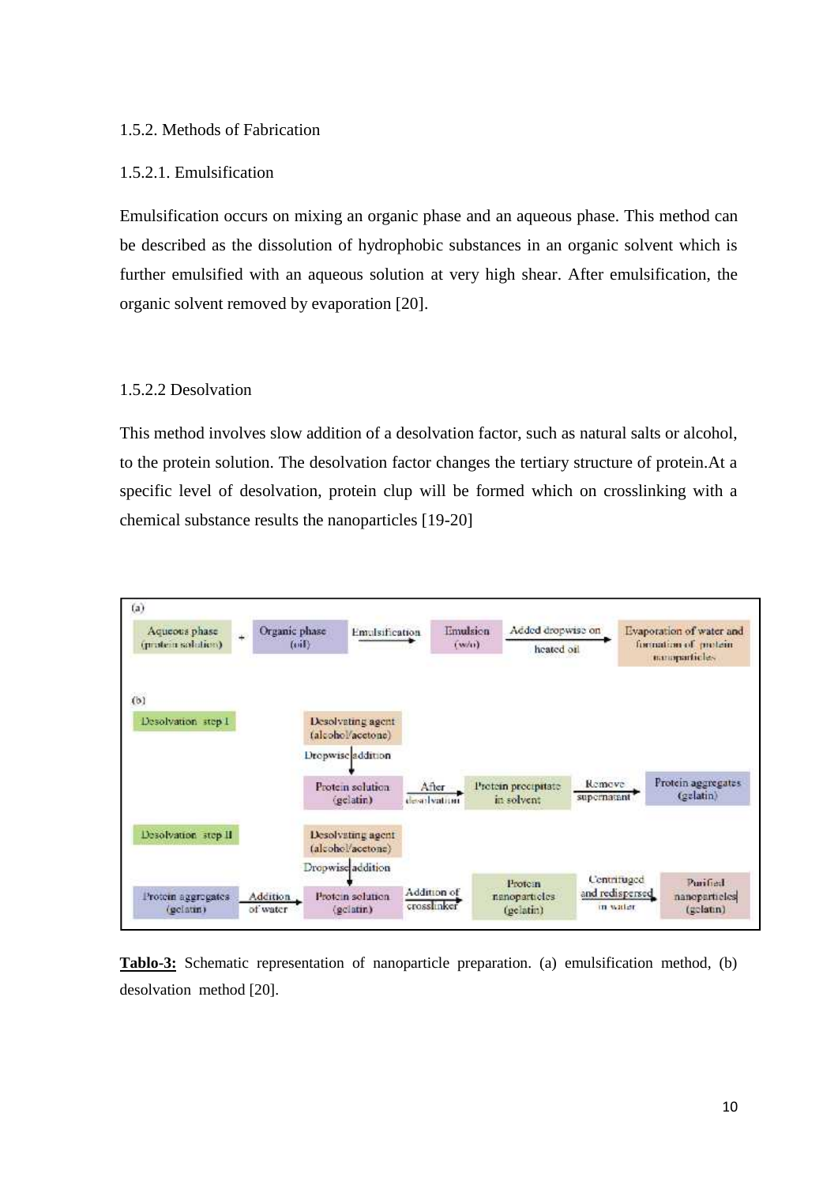### 1.5.2. Methods of Fabrication

#### 1.5.2.1. Emulsification

Emulsification occurs on mixing an organic phase and an aqueous phase. This method can be described as the dissolution of hydrophobic substances in an organic solvent which is further emulsified with an aqueous solution at very high shear. After emulsification, the organic solvent removed by evaporation [20].

#### 1.5.2.2 Desolvation

This method involves slow addition of a desolvation factor, such as natural salts or alcohol, to the protein solution. The desolvation factor changes the tertiary structure of protein.At a specific level of desolvation, protein clup will be formed which on crosslinking with a chemical substance results the nanoparticles [19-20]

(a)

Aqueous phase (protein solution) + Organic phase (oil) → Emulsification → Emulsion (w/o) → Added dropwise on heated oil → Evaporation of water and formation of protein nanoparticles

(b)

Desolvation step I: Desolvating agent (alcohol/acetone) → Dropwise addition → Protein solution (gelatin) → After desolvation → Protein precipitate in solvent → Remove supernatant → Protein aggregates (gelatin)

Desolvation step II: Desolvating agent (alcohol/acetone) → Dropwise addition → Protein aggregates (gelatin) → Addition of water → Protein solution (gelatin) → Addition of crosslinker → Protein nanoparticles (gelatin) → Centrifuged and redispersed in water → Purified nanoparticles (gelatin)

**Tablo-3:** Schematic representation of nanoparticle preparation. (a) emulsification method, (b) desolvation method [20].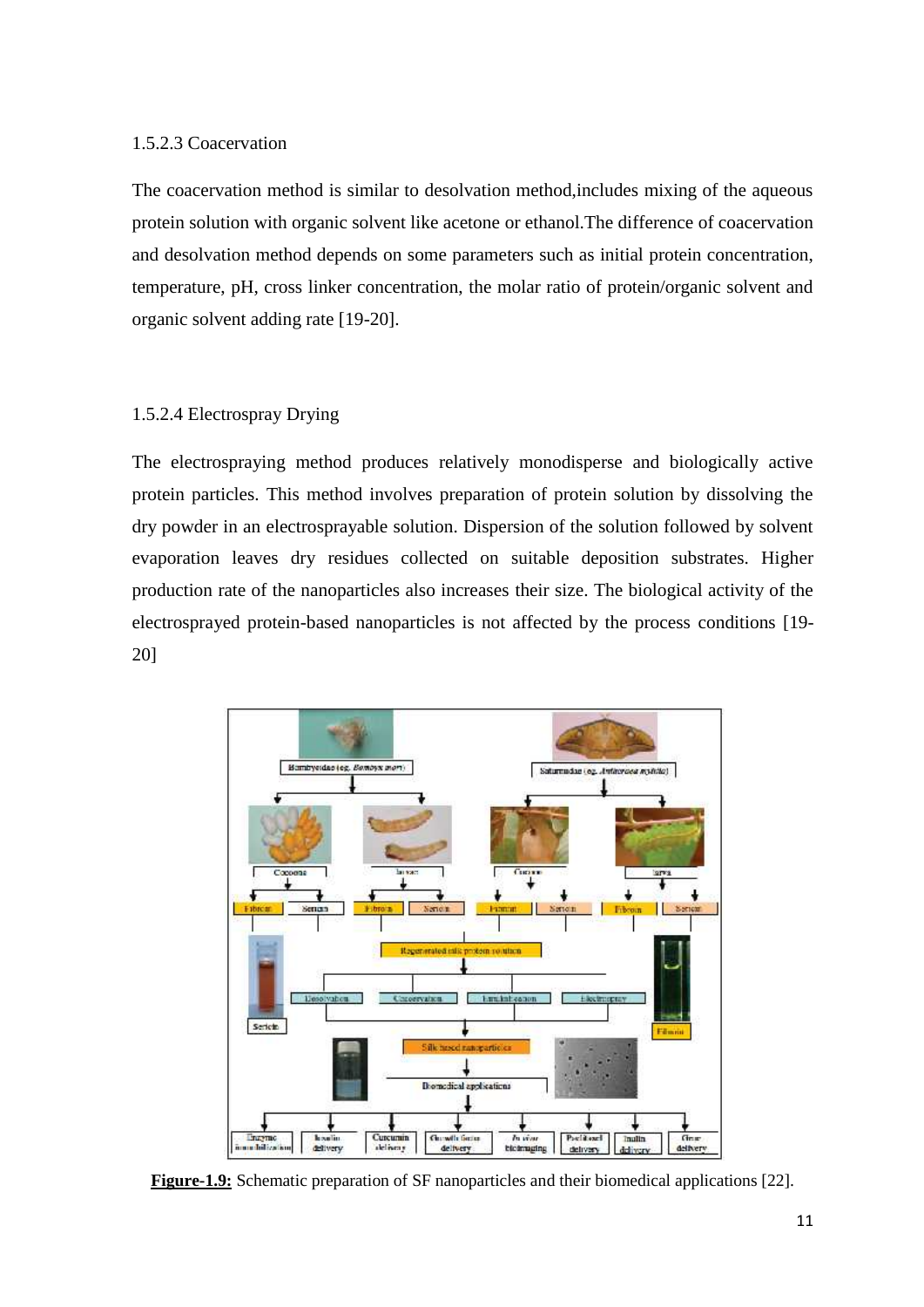### 1.5.2.3 Coacervation

The coacervation method is similar to desolvation method,includes mixing of the aqueous protein solution with organic solvent like acetone or ethanol.The difference of coacervation and desolvation method depends on some parameters such as initial protein concentration, temperature, pH, cross linker concentration, the molar ratio of protein/organic solvent and organic solvent adding rate [19-20].

### 1.5.2.4 Electrospray Drying

The electrospraying method produces relatively monodisperse and biologically active protein particles. This method involves preparation of protein solution by dissolving the dry powder in an electrosprayable solution. Dispersion of the solution followed by solvent evaporation leaves dry residues collected on suitable deposition substrates. Higher production rate of the nanoparticles also increases their size. The biological activity of the electrosprayed protein-based nanoparticles is not affected by the process conditions [19-20]

**Figure-1.9:** Schematic preparation of SF nanoparticles and their biomedical applications [22].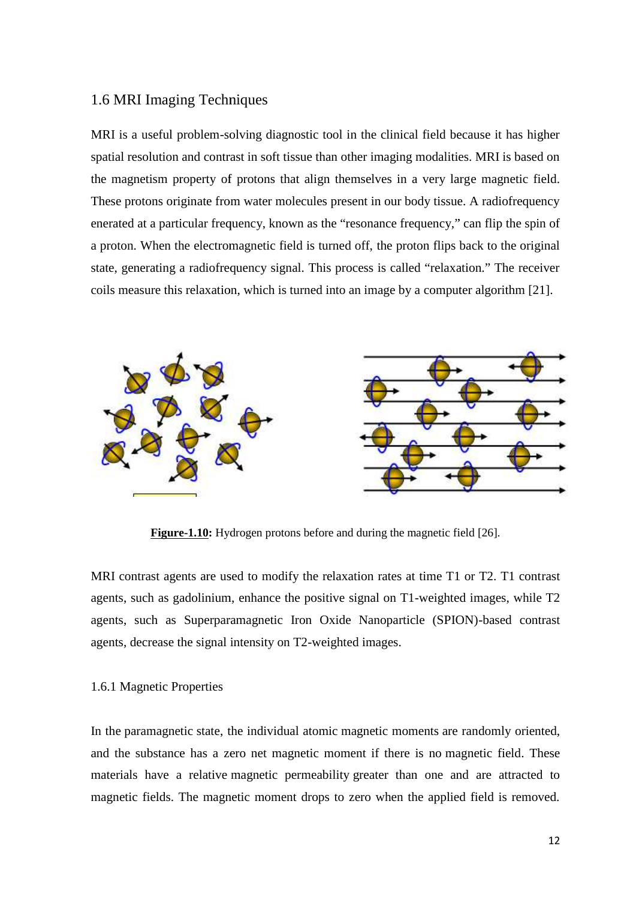## 1.6 MRI Imaging Techniques

MRI is a useful problem-solving diagnostic tool in the clinical field because it has higher spatial resolution and contrast in soft tissue than other imaging modalities. MRI is based on the magnetism property of protons that align themselves in a very large magnetic field. These protons originate from water molecules present in our body tissue. A radiofrequency enerated at a particular frequency, known as the "resonance frequency," can flip the spin of a proton. When the electromagnetic field is turned off, the proton flips back to the original state, generating a radiofrequency signal. This process is called "relaxation." The receiver coils measure this relaxation, which is turned into an image by a computer algorithm [21].

**Figure-1.10:** Hydrogen protons before and during the magnetic field [26].

MRI contrast agents are used to modify the relaxation rates at time T1 or T2. T1 contrast agents, such as gadolinium, enhance the positive signal on T1-weighted images, while T2 agents, such as Superparamagnetic Iron Oxide Nanoparticle (SPION)-based contrast agents, decrease the signal intensity on T2-weighted images.

### 1.6.1 Magnetic Properties

In the paramagnetic state, the individual atomic magnetic moments are randomly oriented, and the substance has a zero net magnetic moment if there is no magnetic field. These materials have a relative magnetic permeability greater than one and are attracted to magnetic fields. The magnetic moment drops to zero when the applied field is removed.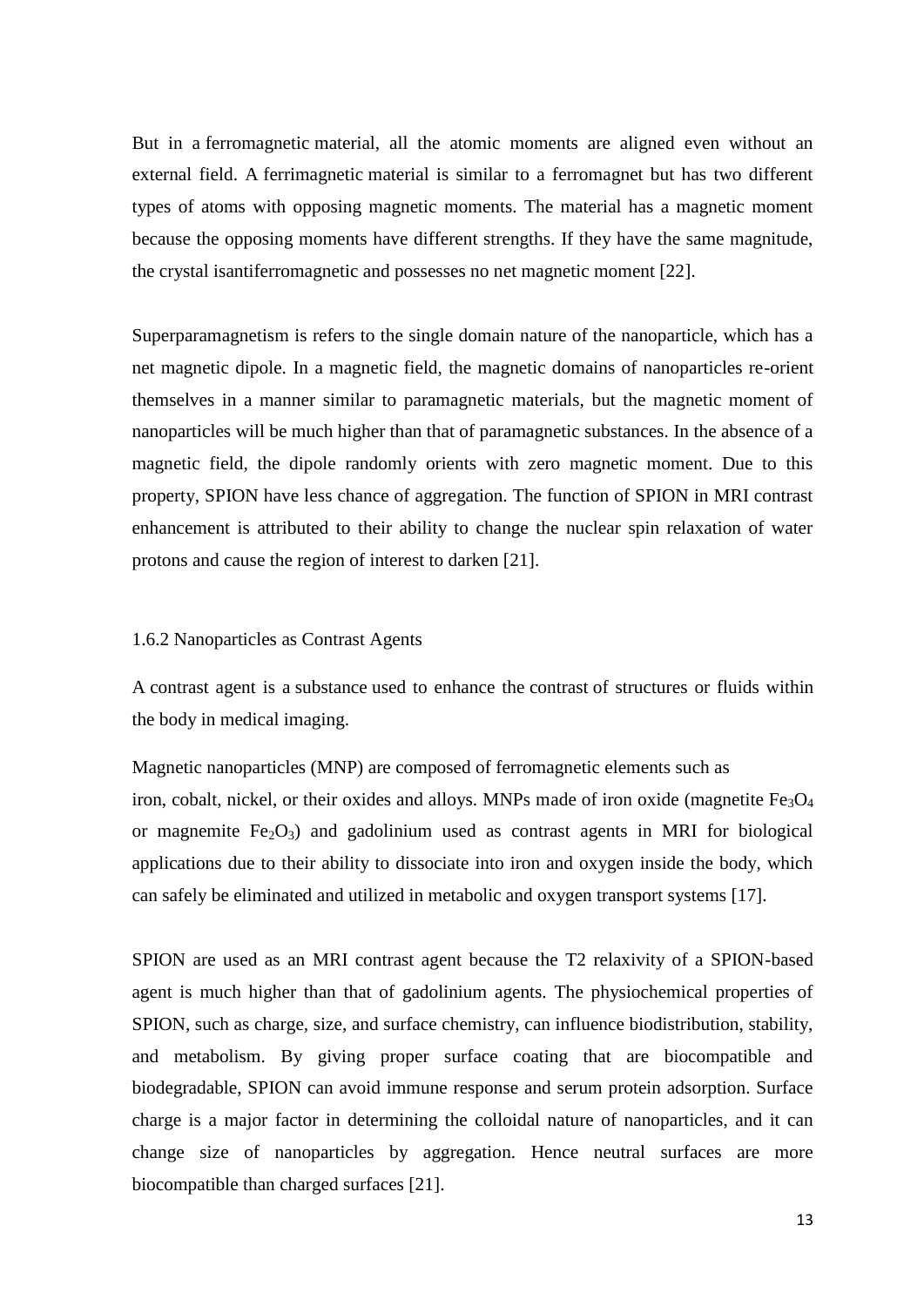But in a ferromagnetic material, all the atomic moments are aligned even without an external field. A ferrimagnetic material is similar to a ferromagnet but has two different types of atoms with opposing magnetic moments. The material has a magnetic moment because the opposing moments have different strengths. If they have the same magnitude, the crystal isantiferromagnetic and possesses no net magnetic moment [22].

Superparamagnetism is refers to the single domain nature of the nanoparticle, which has a net magnetic dipole. In a magnetic field, the magnetic domains of nanoparticles re-orient themselves in a manner similar to paramagnetic materials, but the magnetic moment of nanoparticles will be much higher than that of paramagnetic substances. In the absence of a magnetic field, the dipole randomly orients with zero magnetic moment. Due to this property, SPION have less chance of aggregation. The function of SPION in MRI contrast enhancement is attributed to their ability to change the nuclear spin relaxation of water protons and cause the region of interest to darken [21].

### 1.6.2 Nanoparticles as Contrast Agents

A contrast agent is a substance used to enhance the contrast of structures or fluids within the body in medical imaging.

Magnetic nanoparticles (MNP) are composed of ferromagnetic elements such as iron, cobalt, nickel, or their oxides and alloys. MNPs made of iron oxide (magnetite $Fe_3O_4$ or magnemite $Fe_2O_3$) and gadolinium used as contrast agents in MRI for biological applications due to their ability to dissociate into iron and oxygen inside the body, which can safely be eliminated and utilized in metabolic and oxygen transport systems [17].

SPION are used as an MRI contrast agent because the T2 relaxivity of a SPION-based agent is much higher than that of gadolinium agents. The physiochemical properties of SPION, such as charge, size, and surface chemistry, can influence biodistribution, stability, and metabolism. By giving proper surface coating that are biocompatible and biodegradable, SPION can avoid immune response and serum protein adsorption. Surface charge is a major factor in determining the colloidal nature of nanoparticles, and it can change size of nanoparticles by aggregation. Hence neutral surfaces are more biocompatible than charged surfaces [21].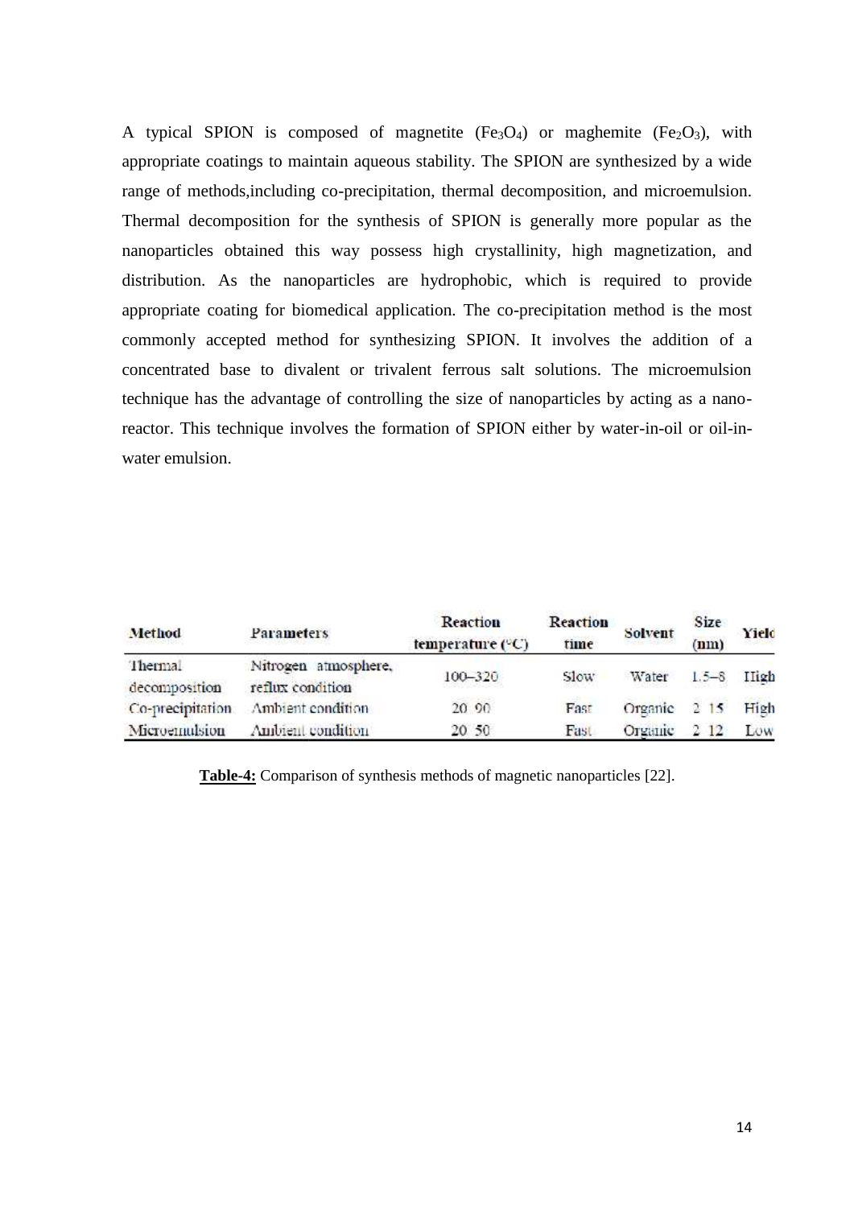A typical SPION is composed of magnetite ($Fe_3O_4$) or maghemite ($Fe_2O_3$), with appropriate coatings to maintain aqueous stability. The SPION are synthesized by a wide range of methods,including co-precipitation, thermal decomposition, and microemulsion. Thermal decomposition for the synthesis of SPION is generally more popular as the nanoparticles obtained this way possess high crystallinity, high magnetization, and distribution. As the nanoparticles are hydrophobic, which is required to provide appropriate coating for biomedical application. The co-precipitation method is the most commonly accepted method for synthesizing SPION. It involves the addition of a concentrated base to divalent or trivalent ferrous salt solutions. The microemulsion technique has the advantage of controlling the size of nanoparticles by acting as a nano-reactor. This technique involves the formation of SPION either by water-in-oil or oil-in-water emulsion.

| Method | Parameters | Reaction temperature (°C) | Reaction time | Solvent | Size (nm) | Yield |
|---|---|---|---|---|---|---|
| Thermal decomposition | Nitrogen atmosphere, reflux condition | 100–320 | Slow | Water | 1.5–8 | High |
| Co-precipitation | Ambient condition | 20–90 | Fast | Organic | 2–15 | High |
| Microemulsion | Ambient condition | 20–50 | Fast | Organic | 2–12 | Low |

**Table-4:** Comparison of synthesis methods of magnetic nanoparticles [22].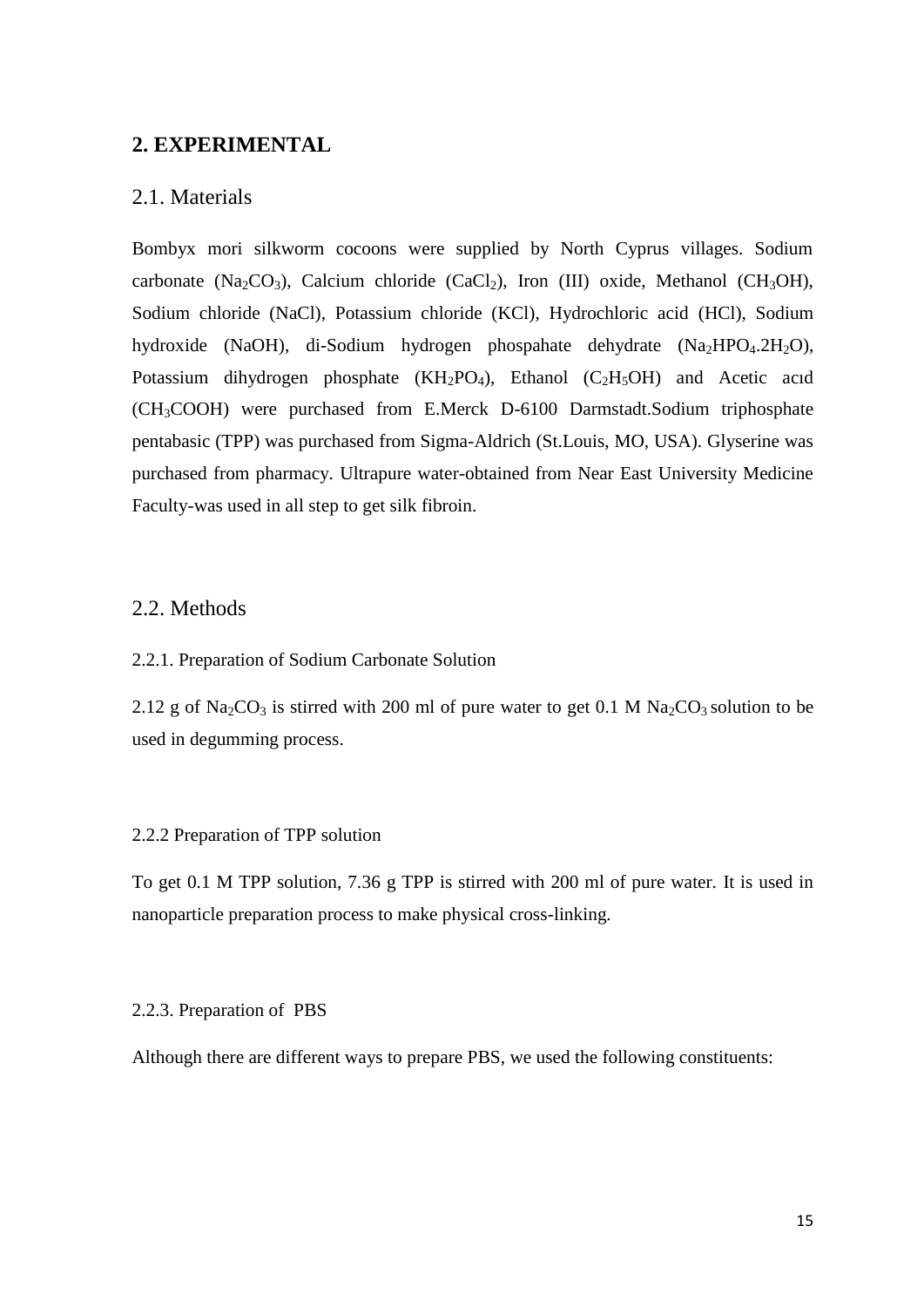## 2. EXPERIMENTAL

### 2.1. Materials

Bombyx mori silkworm cocoons were supplied by North Cyprus villages. Sodium carbonate ($Na_2CO_3$), Calcium chloride ($CaCl_2$), Iron (III) oxide, Methanol ($CH_3OH$), Sodium chloride (NaCl), Potassium chloride (KCl), Hydrochloric acid (HCl), Sodium hydroxide (NaOH), di-Sodium hydrogen phospahate dehydrate ($Na_2HPO_4.2H_2O$), Potassium dihydrogen phosphate ($KH_2PO_4$), Ethanol ($C_2H_5OH$) and Acetic acıd ($CH_3COOH$) were purchased from E.Merck D-6100 Darmstadt.Sodium triphosphate pentabasic (TPP) was purchased from Sigma-Aldrich (St.Louis, MO, USA). Glyserine was purchased from pharmacy. Ultrapure water-obtained from Near East University Medicine Faculty-was used in all step to get silk fibroin.

### 2.2. Methods

#### 2.2.1. Preparation of Sodium Carbonate Solution

2.12 g of $Na_2CO_3$ is stirred with 200 ml of pure water to get 0.1 M $Na_2CO_3$ solution to be used in degumming process.

#### 2.2.2 Preparation of TPP solution

To get 0.1 M TPP solution, 7.36 g TPP is stirred with 200 ml of pure water. It is used in nanoparticle preparation process to make physical cross-linking.

#### 2.2.3. Preparation of PBS

Although there are different ways to prepare PBS, we used the following constituents: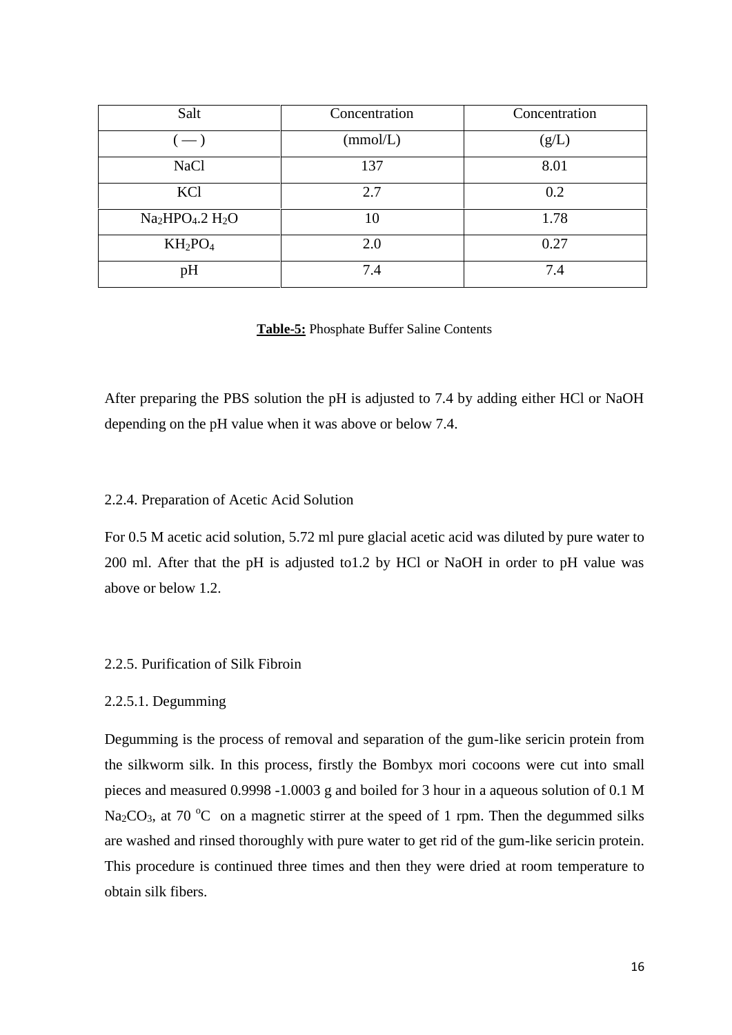| Salt | Concentration | Concentration |
|---|---|---|
| ( — ) | (mmol/L) | (g/L) |
| NaCl | 137 | 8.01 |
| KCl | 2.7 | 0.2 |
| $Na_2HPO_4.2\ H_2O$ | 10 | 1.78 |
| $KH_2PO_4$ | 2.0 | 0.27 |
| pH | 7.4 | 7.4 |

**Table-5:** Phosphate Buffer Saline Contents

After preparing the PBS solution the pH is adjusted to 7.4 by adding either HCl or NaOH depending on the pH value when it was above or below 7.4.

### 2.2.4. Preparation of Acetic Acid Solution

For 0.5 M acetic acid solution, 5.72 ml pure glacial acetic acid was diluted by pure water to 200 ml. After that the pH is adjusted to1.2 by HCl or NaOH in order to pH value was above or below 1.2.

### 2.2.5. Purification of Silk Fibroin

#### 2.2.5.1. Degumming

Degumming is the process of removal and separation of the gum-like sericin protein from the silkworm silk. In this process, firstly the Bombyx mori cocoons were cut into small pieces and measured 0.9998 -1.0003 g and boiled for 3 hour in a aqueous solution of 0.1 M $Na_2CO_3$, at 70 $^oC$ on a magnetic stirrer at the speed of 1 rpm. Then the degummed silks are washed and rinsed thoroughly with pure water to get rid of the gum-like sericin protein. This procedure is continued three times and then they were dried at room temperature to obtain silk fibers.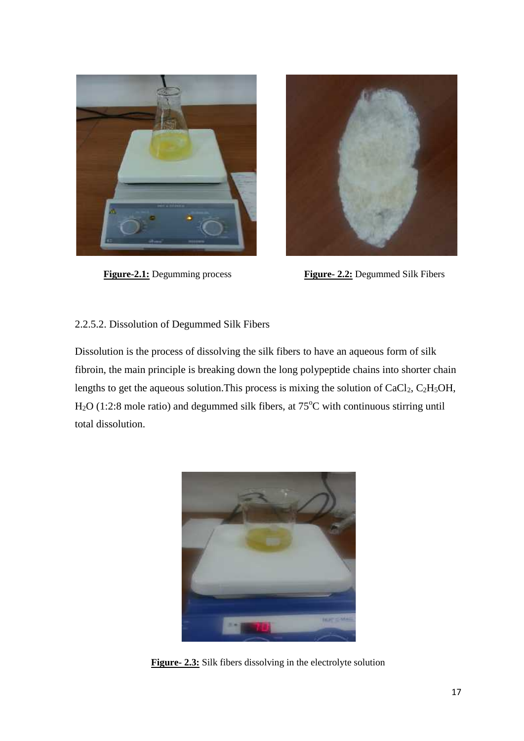**Figure-2.1:** Degumming process

**Figure- 2.2:** Degummed Silk Fibers

2.2.5.2. Dissolution of Degummed Silk Fibers

Dissolution is the process of dissolving the silk fibers to have an aqueous form of silk fibroin, the main principle is breaking down the long polypeptide chains into shorter chain lengths to get the aqueous solution.This process is mixing the solution of $CaCl_2$, $C_2H_5OH$, $H_2O$ (1:2:8 mole ratio) and degummed silk fibers, at 75$^oC$ with continuous stirring until total dissolution.

**Figure- 2.3:** Silk fibers dissolving in the electrolyte solution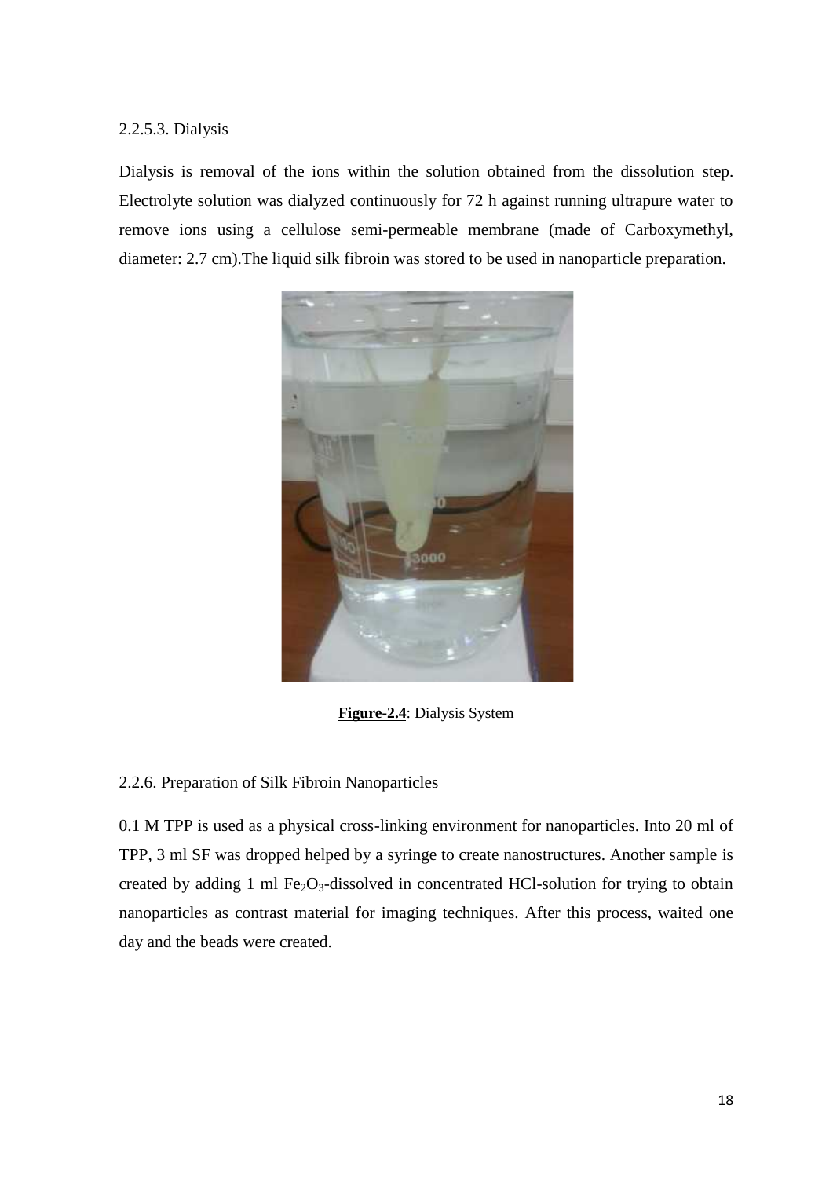2.2.5.3. Dialysis

Dialysis is removal of the ions within the solution obtained from the dissolution step. Electrolyte solution was dialyzed continuously for 72 h against running ultrapure water to remove ions using a cellulose semi-permeable membrane (made of Carboxymethyl, diameter: 2.7 cm).The liquid silk fibroin was stored to be used in nanoparticle preparation.

**Figure-2.4**: Dialysis System

2.2.6. Preparation of Silk Fibroin Nanoparticles

0.1 M TPP is used as a physical cross-linking environment for nanoparticles. Into 20 ml of TPP, 3 ml SF was dropped helped by a syringe to create nanostructures. Another sample is created by adding 1 ml $Fe_2O_3$-dissolved in concentrated HCl-solution for trying to obtain nanoparticles as contrast material for imaging techniques. After this process, waited one day and the beads were created.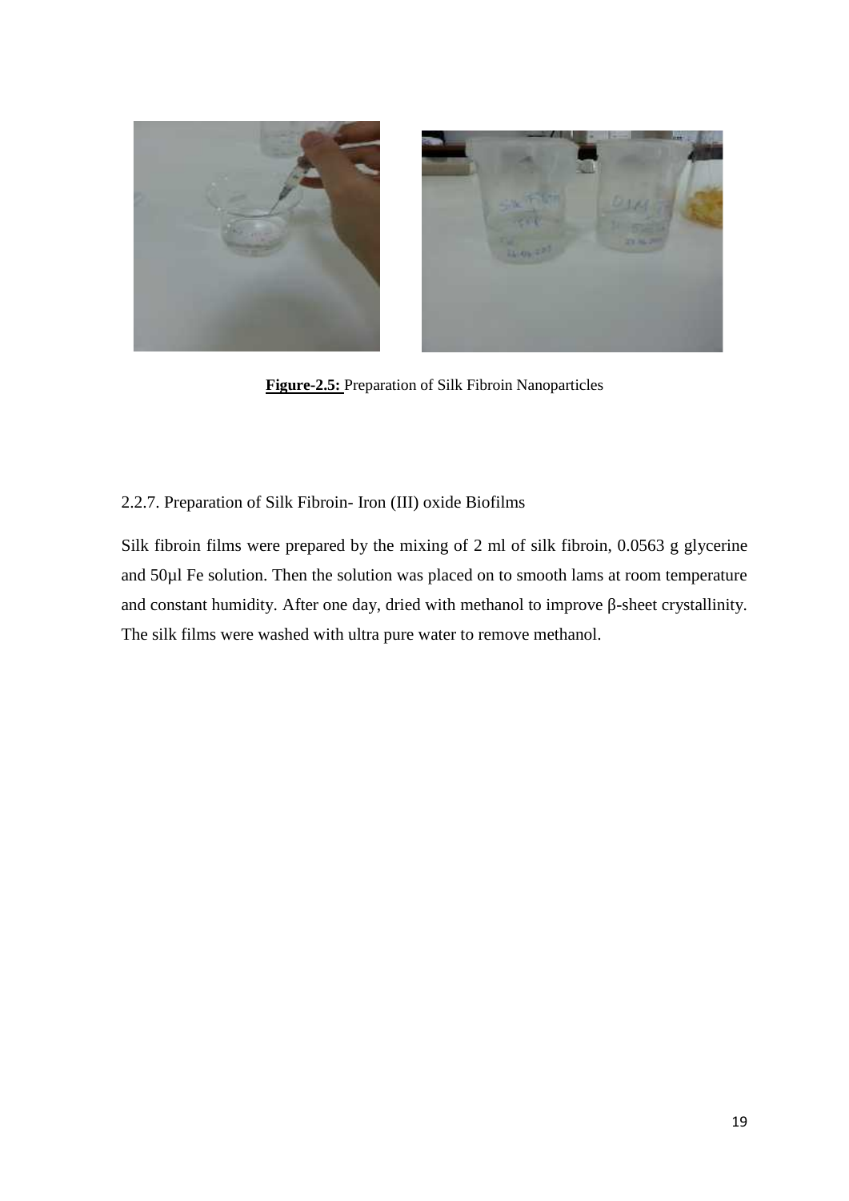**Figure-2.5:** Preparation of Silk Fibroin Nanoparticles

### 2.2.7. Preparation of Silk Fibroin- Iron (III) oxide Biofilms

Silk fibroin films were prepared by the mixing of 2 ml of silk fibroin, 0.0563 g glycerine and 50µl Fe solution. Then the solution was placed on to smooth lams at room temperature and constant humidity. After one day, dried with methanol to improve β-sheet crystallinity. The silk films were washed with ultra pure water to remove methanol.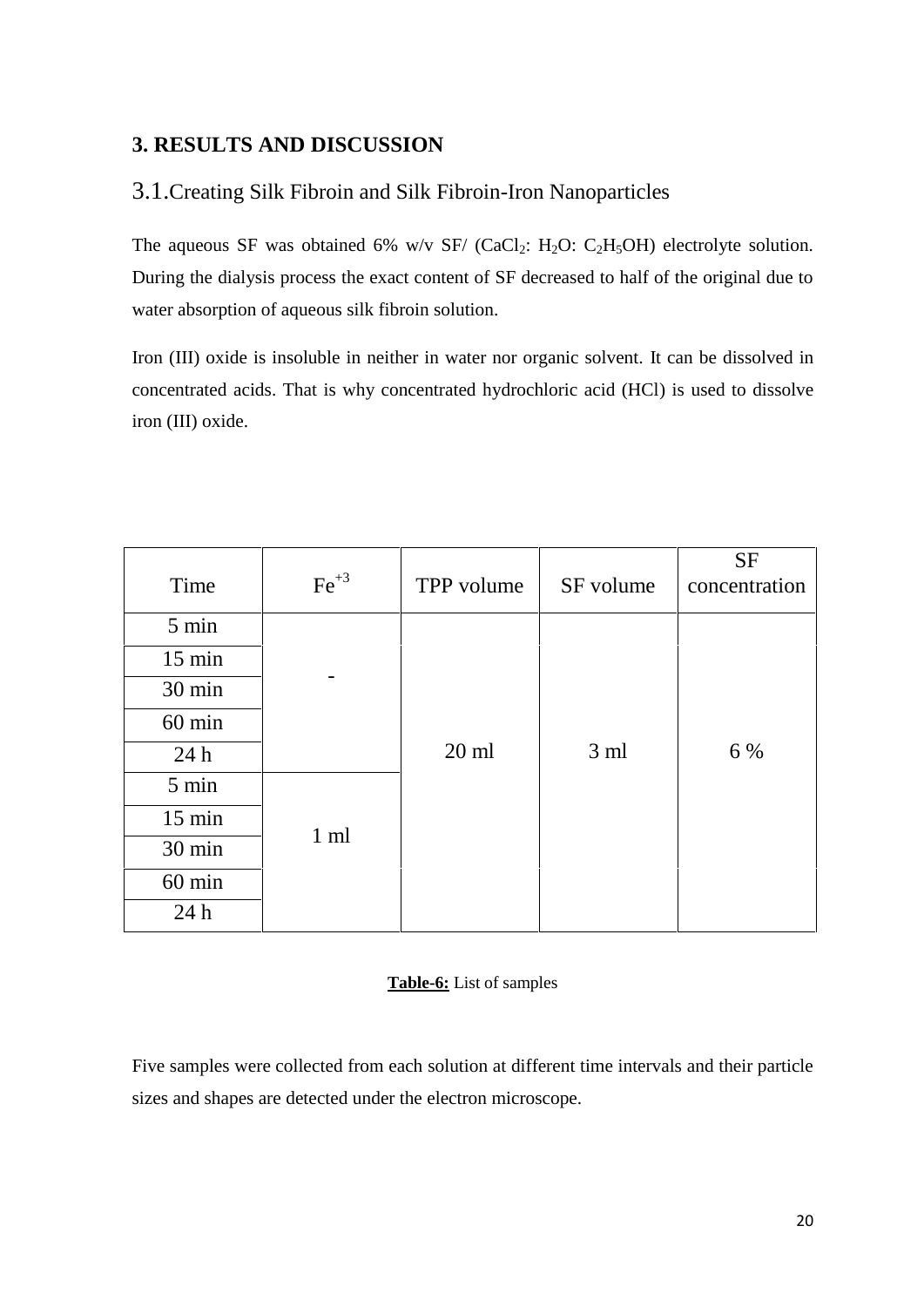## 3. RESULTS AND DISCUSSION

### 3.1. Creating Silk Fibroin and Silk Fibroin-Iron Nanoparticles

The aqueous SF was obtained 6% w/v SF/ ($CaCl_2$: $H_2O$: $C_2H_5OH$) electrolyte solution. During the dialysis process the exact content of SF decreased to half of the original due to water absorption of aqueous silk fibroin solution.

Iron (III) oxide is insoluble in neither in water nor organic solvent. It can be dissolved in concentrated acids. That is why concentrated hydrochloric acid (HCl) is used to dissolve iron (III) oxide.

| Time | $Fe^{+3}$ | TPP volume | SF volume | SF concentration |
|---|---|---|---|---|
| 5 min | - | 20 ml | 3 ml | 6 % |
| 15 min | | | | |
| 30 min | | | | |
| 60 min | | | | |
| 24 h | | | | |
| 5 min | 1 ml | | | |
| 15 min | | | | |
| 30 min | | | | |
| 60 min | | | | |
| 24 h | | | | |

**Table-6:** List of samples

Five samples were collected from each solution at different time intervals and their particle sizes and shapes are detected under the electron microscope.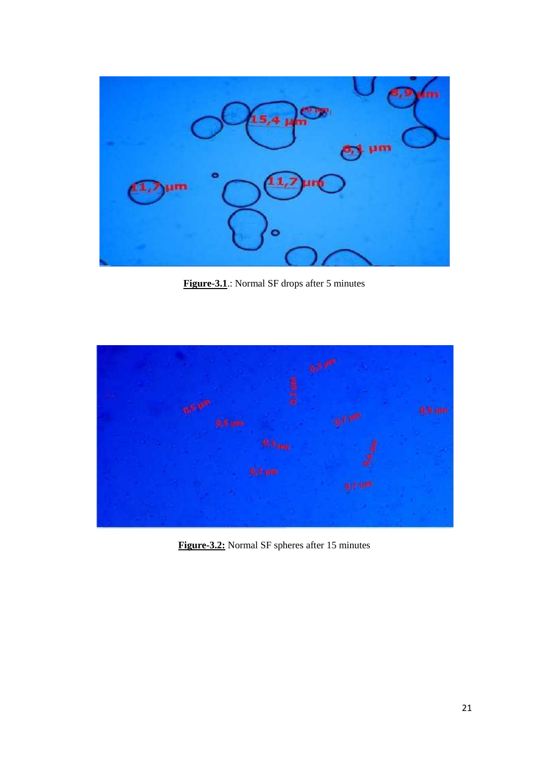**Figure-3.1**.: Normal SF drops after 5 minutes

**Figure-3.2:** Normal SF spheres after 15 minutes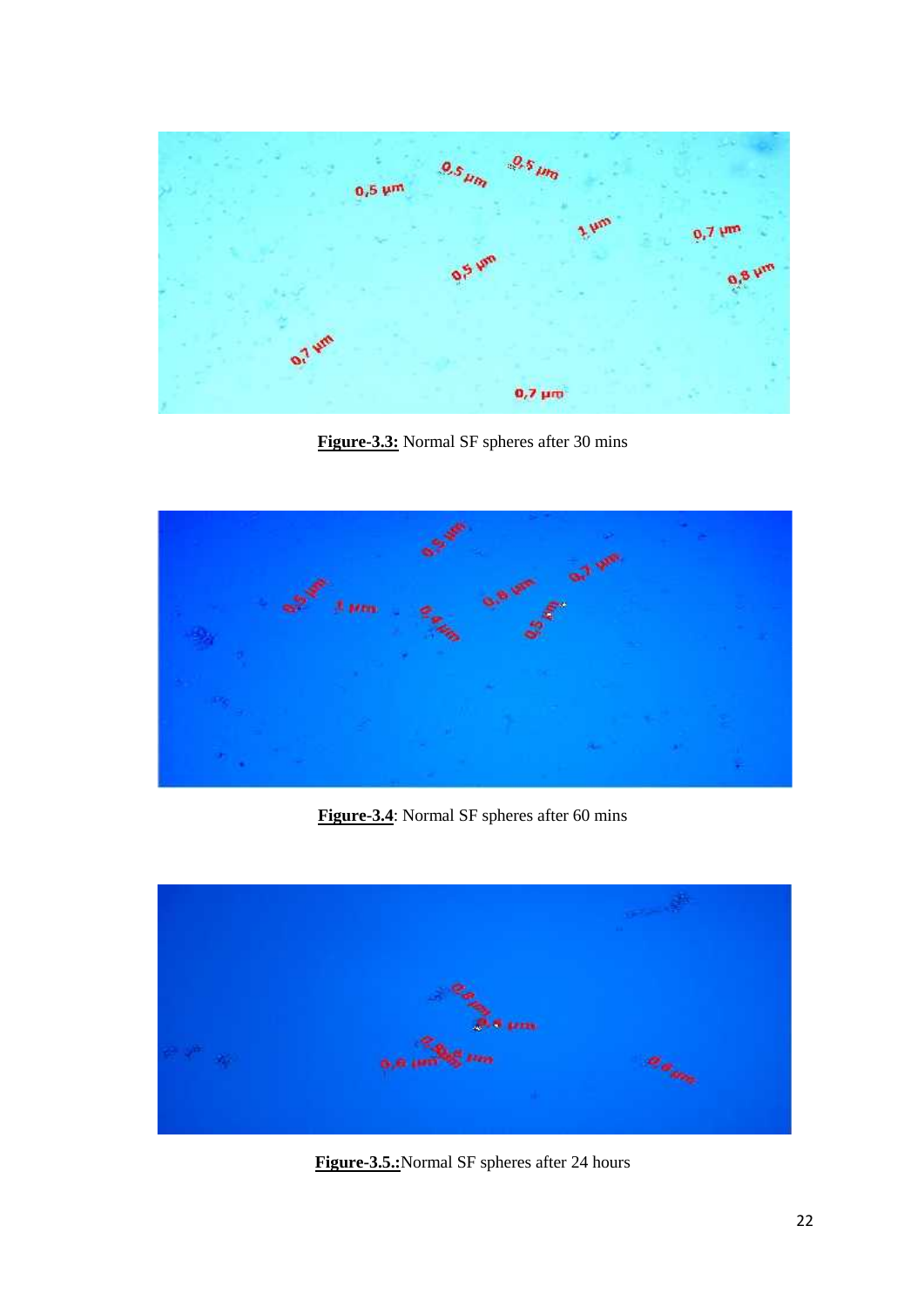**Figure-3.3:** Normal SF spheres after 30 mins

**Figure-3.4**: Normal SF spheres after 60 mins

**Figure-3.5.:** Normal SF spheres after 24 hours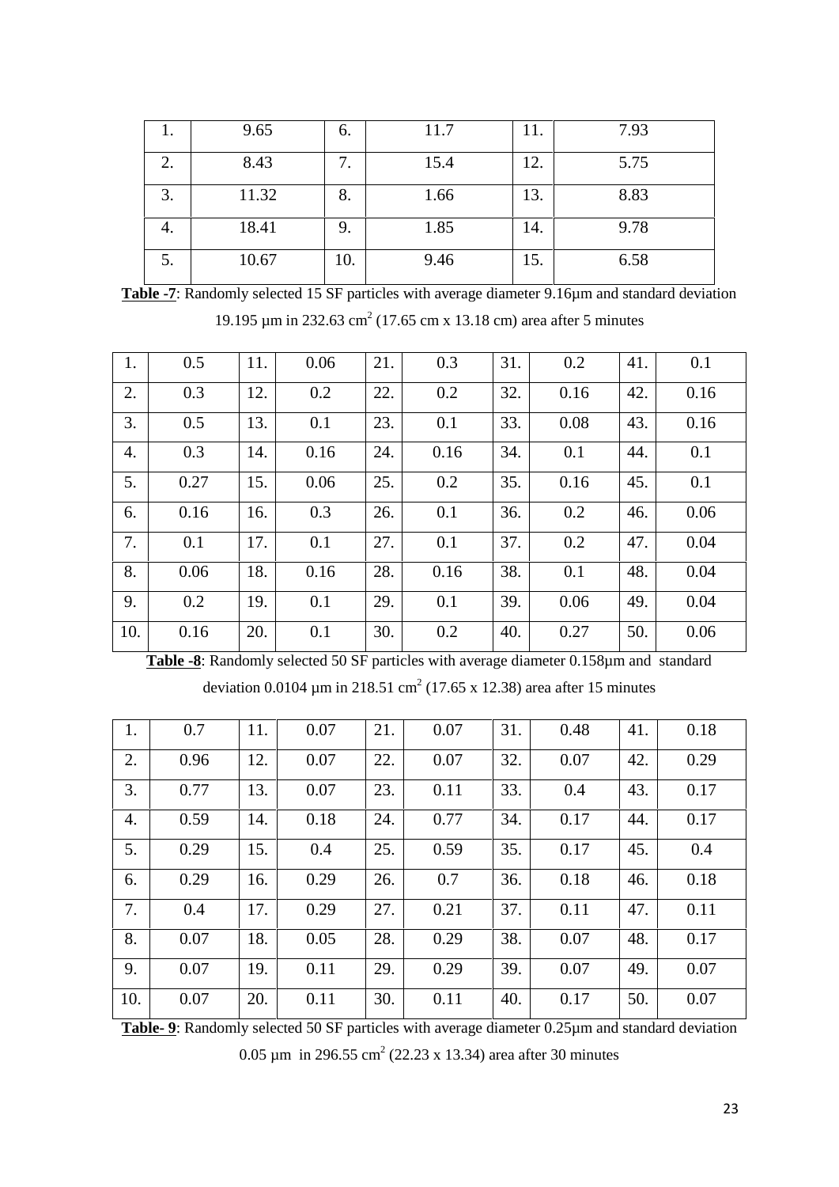| 1. | 9.65 | 6. | 11.7 | 11. | 7.93 |
|---|---|---|---|---|---|
| 2. | 8.43 | 7. | 15.4 | 12. | 5.75 |
| 3. | 11.32 | 8. | 1.66 | 13. | 8.83 |
| 4. | 18.41 | 9. | 1.85 | 14. | 9.78 |
| 5. | 10.67 | 10. | 9.46 | 15. | 6.58 |

**Table -7**: Randomly selected 15 SF particles with average diameter 9.16µm and standard deviation 19.195 µm in 232.63 $cm^2$ (17.65 cm x 13.18 cm) area after 5 minutes

| 1. | 0.5 | 11. | 0.06 | 21. | 0.3 | 31. | 0.2 | 41. | 0.1 |
|---|---|---|---|---|---|---|---|---|---|
| 2. | 0.3 | 12. | 0.2 | 22. | 0.2 | 32. | 0.16 | 42. | 0.16 |
| 3. | 0.5 | 13. | 0.1 | 23. | 0.1 | 33. | 0.08 | 43. | 0.16 |
| 4. | 0.3 | 14. | 0.16 | 24. | 0.16 | 34. | 0.1 | 44. | 0.1 |
| 5. | 0.27 | 15. | 0.06 | 25. | 0.2 | 35. | 0.16 | 45. | 0.1 |
| 6. | 0.16 | 16. | 0.3 | 26. | 0.1 | 36. | 0.2 | 46. | 0.06 |
| 7. | 0.1 | 17. | 0.1 | 27. | 0.1 | 37. | 0.2 | 47. | 0.04 |
| 8. | 0.06 | 18. | 0.16 | 28. | 0.16 | 38. | 0.1 | 48. | 0.04 |
| 9. | 0.2 | 19. | 0.1 | 29. | 0.1 | 39. | 0.06 | 49. | 0.04 |
| 10. | 0.16 | 20. | 0.1 | 30. | 0.2 | 40. | 0.27 | 50. | 0.06 |

**Table -8**: Randomly selected 50 SF particles with average diameter 0.158µm and standard deviation 0.0104 µm in 218.51 $cm^2$ (17.65 x 12.38) area after 15 minutes

| 1. | 0.7 | 11. | 0.07 | 21. | 0.07 | 31. | 0.48 | 41. | 0.18 |
|---|---|---|---|---|---|---|---|---|---|
| 2. | 0.96 | 12. | 0.07 | 22. | 0.07 | 32. | 0.07 | 42. | 0.29 |
| 3. | 0.77 | 13. | 0.07 | 23. | 0.11 | 33. | 0.4 | 43. | 0.17 |
| 4. | 0.59 | 14. | 0.18 | 24. | 0.77 | 34. | 0.17 | 44. | 0.17 |
| 5. | 0.29 | 15. | 0.4 | 25. | 0.59 | 35. | 0.17 | 45. | 0.4 |
| 6. | 0.29 | 16. | 0.29 | 26. | 0.7 | 36. | 0.18 | 46. | 0.18 |
| 7. | 0.4 | 17. | 0.29 | 27. | 0.21 | 37. | 0.11 | 47. | 0.11 |
| 8. | 0.07 | 18. | 0.05 | 28. | 0.29 | 38. | 0.07 | 48. | 0.17 |
| 9. | 0.07 | 19. | 0.11 | 29. | 0.29 | 39. | 0.07 | 49. | 0.07 |
| 10. | 0.07 | 20. | 0.11 | 30. | 0.11 | 40. | 0.17 | 50. | 0.07 |

**Table- 9**: Randomly selected 50 SF particles with average diameter 0.25µm and standard deviation 0.05 µm in 296.55 $cm^2$ (22.23 x 13.34) area after 30 minutes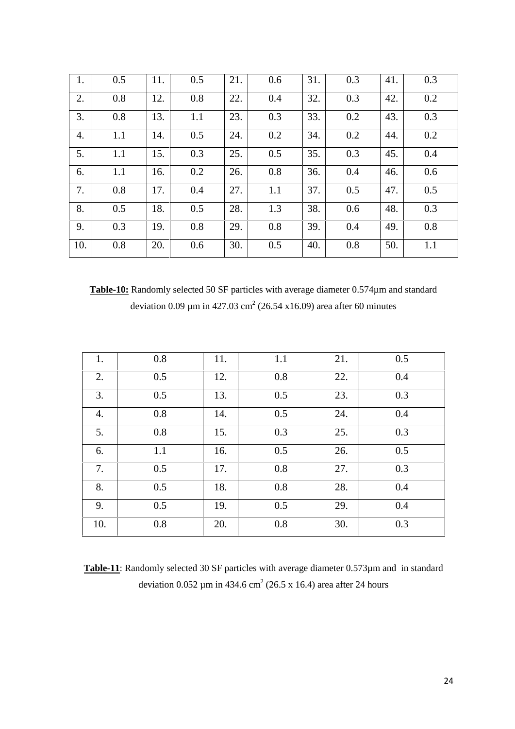| 1. | 0.5 | 11. | 0.5 | 21. | 0.6 | 31. | 0.3 | 41. | 0.3 |
|---|---|---|---|---|---|---|---|---|---|
| 2. | 0.8 | 12. | 0.8 | 22. | 0.4 | 32. | 0.3 | 42. | 0.2 |
| 3. | 0.8 | 13. | 1.1 | 23. | 0.3 | 33. | 0.2 | 43. | 0.3 |
| 4. | 1.1 | 14. | 0.5 | 24. | 0.2 | 34. | 0.2 | 44. | 0.2 |
| 5. | 1.1 | 15. | 0.3 | 25. | 0.5 | 35. | 0.3 | 45. | 0.4 |
| 6. | 1.1 | 16. | 0.2 | 26. | 0.8 | 36. | 0.4 | 46. | 0.6 |
| 7. | 0.8 | 17. | 0.4 | 27. | 1.1 | 37. | 0.5 | 47. | 0.5 |
| 8. | 0.5 | 18. | 0.5 | 28. | 1.3 | 38. | 0.6 | 48. | 0.3 |
| 9. | 0.3 | 19. | 0.8 | 29. | 0.8 | 39. | 0.4 | 49. | 0.8 |
| 10. | 0.8 | 20. | 0.6 | 30. | 0.5 | 40. | 0.8 | 50. | 1.1 |

**Table-10:** Randomly selected 50 SF particles with average diameter 0.574µm and standard deviation 0.09 µm in 427.03 $cm^2$ (26.54 x16.09) area after 60 minutes

| 1. | 0.8 | 11. | 1.1 | 21. | 0.5 |
|---|---|---|---|---|---|
| 2. | 0.5 | 12. | 0.8 | 22. | 0.4 |
| 3. | 0.5 | 13. | 0.5 | 23. | 0.3 |
| 4. | 0.8 | 14. | 0.5 | 24. | 0.4 |
| 5. | 0.8 | 15. | 0.3 | 25. | 0.3 |
| 6. | 1.1 | 16. | 0.5 | 26. | 0.5 |
| 7. | 0.5 | 17. | 0.8 | 27. | 0.3 |
| 8. | 0.5 | 18. | 0.8 | 28. | 0.4 |
| 9. | 0.5 | 19. | 0.5 | 29. | 0.4 |
| 10. | 0.8 | 20. | 0.8 | 30. | 0.3 |

**Table-11**: Randomly selected 30 SF particles with average diameter 0.573µm and in standard deviation 0.052 µm in 434.6 $cm^2$ (26.5 x 16.4) area after 24 hours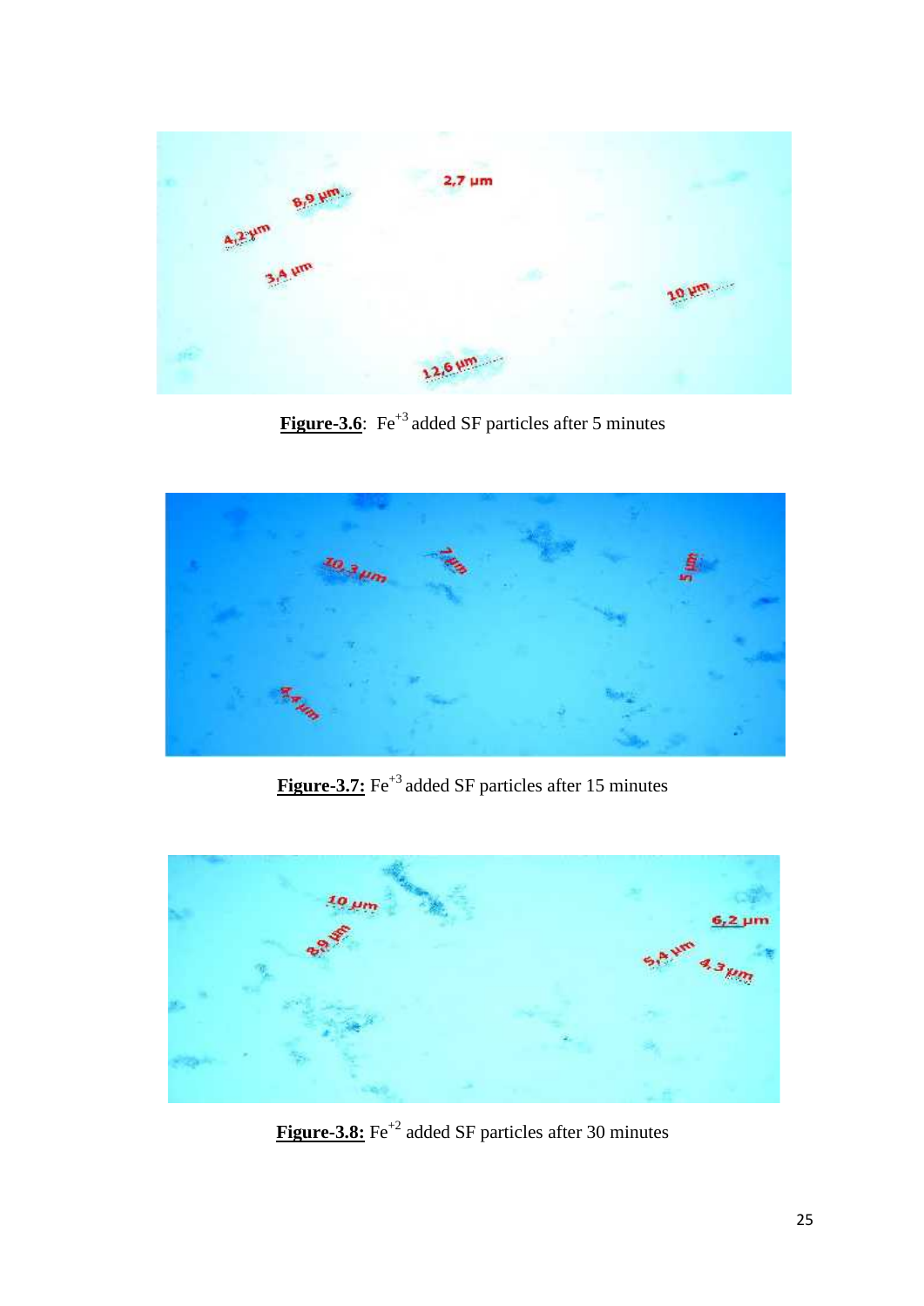**Figure-3.6**: $Fe^{+3}$ added SF particles after 5 minutes

**Figure-3.7:** $Fe^{+3}$ added SF particles after 15 minutes

**Figure-3.8:** $Fe^{+2}$ added SF particles after 30 minutes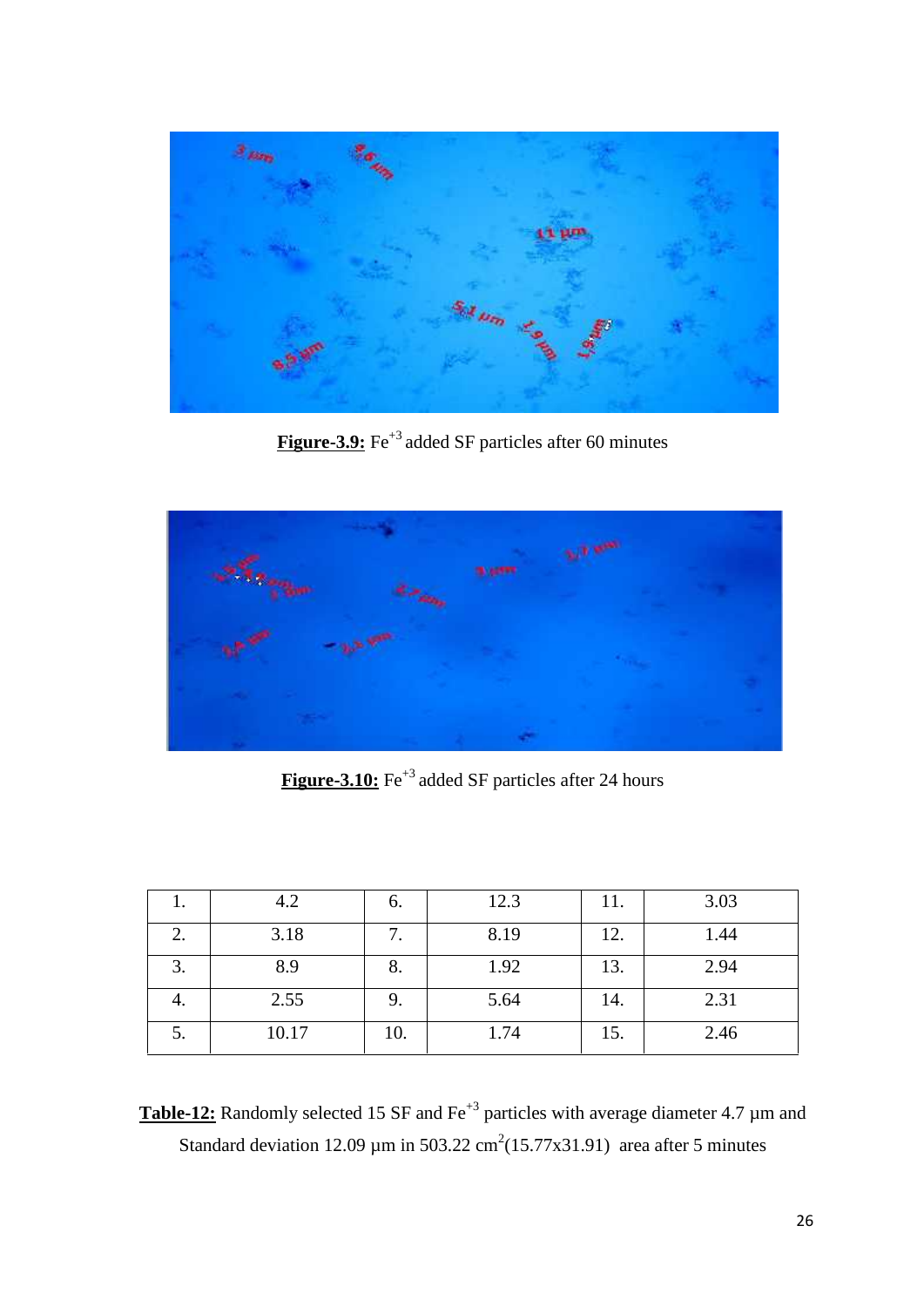**Figure-3.9:** $Fe^{+3}$ added SF particles after 60 minutes

**Figure-3.10:** $Fe^{+3}$ added SF particles after 24 hours

| | | | | | |
|---|---|---|---|---|---|
| 1. | 4.2 | 6. | 12.3 | 11. | 3.03 |
| 2. | 3.18 | 7. | 8.19 | 12. | 1.44 |
| 3. | 8.9 | 8. | 1.92 | 13. | 2.94 |
| 4. | 2.55 | 9. | 5.64 | 14. | 2.31 |
| 5. | 10.17 | 10. | 1.74 | 15. | 2.46 |

**Table-12:** Randomly selected 15 SF and $Fe^{+3}$ particles with average diameter 4.7 µm and Standard deviation 12.09 µm in 503.22 $cm^2$(15.77x31.91) area after 5 minutes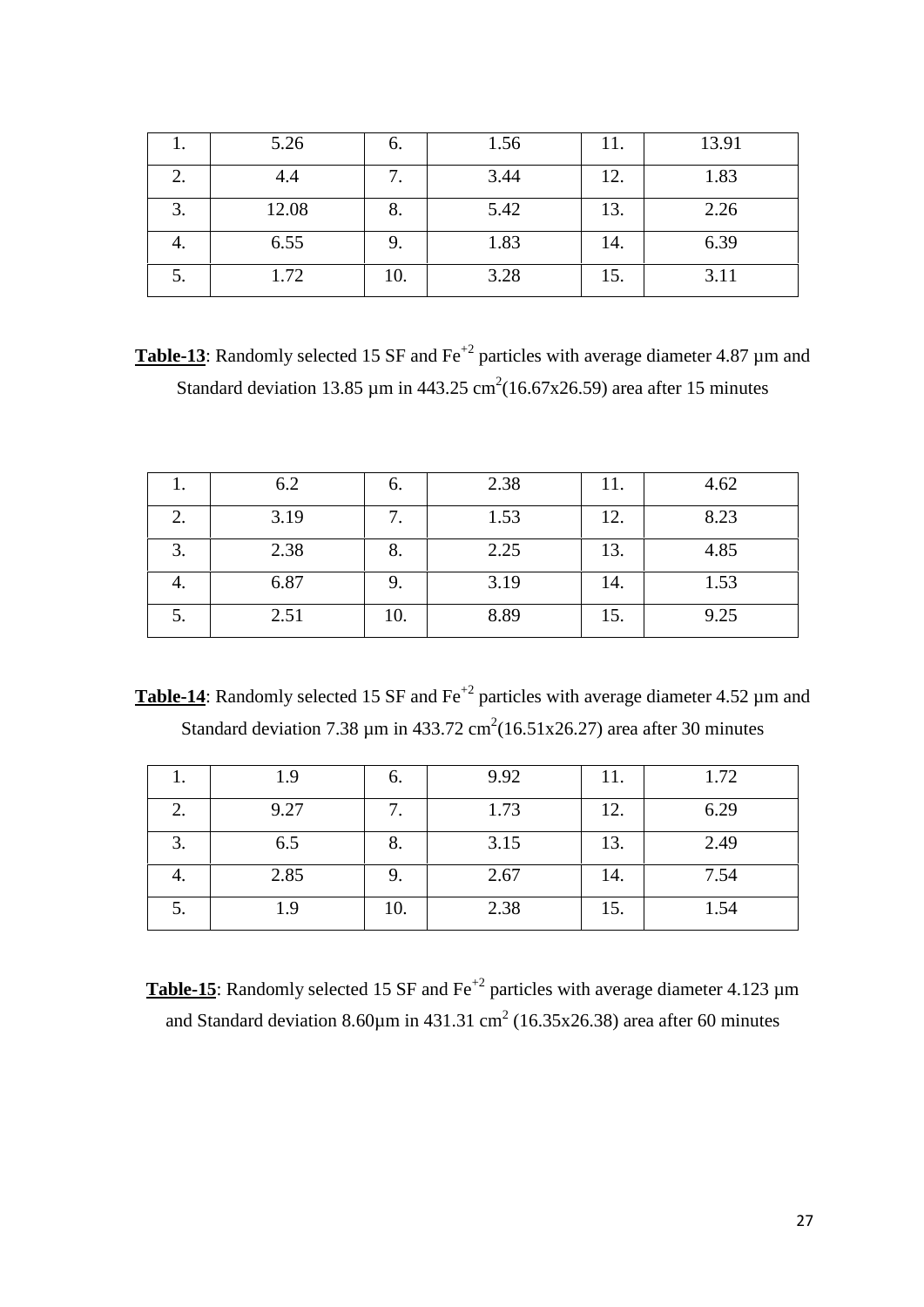| 1. | 5.26 | 6. | 1.56 | 11. | 13.91 |
|---|---|---|---|---|---|
| 2. | 4.4 | 7. | 3.44 | 12. | 1.83 |
| 3. | 12.08 | 8. | 5.42 | 13. | 2.26 |
| 4. | 6.55 | 9. | 1.83 | 14. | 6.39 |
| 5. | 1.72 | 10. | 3.28 | 15. | 3.11 |

**Table-13**: Randomly selected 15 SF and $Fe^{+2}$ particles with average diameter 4.87 µm and Standard deviation 13.85 µm in 443.25 $cm^2$(16.67x26.59) area after 15 minutes

| 1. | 6.2 | 6. | 2.38 | 11. | 4.62 |
|---|---|---|---|---|---|
| 2. | 3.19 | 7. | 1.53 | 12. | 8.23 |
| 3. | 2.38 | 8. | 2.25 | 13. | 4.85 |
| 4. | 6.87 | 9. | 3.19 | 14. | 1.53 |
| 5. | 2.51 | 10. | 8.89 | 15. | 9.25 |

**Table-14**: Randomly selected 15 SF and $Fe^{+2}$ particles with average diameter 4.52 µm and Standard deviation 7.38 µm in 433.72 $cm^2$(16.51x26.27) area after 30 minutes

| 1. | 1.9 | 6. | 9.92 | 11. | 1.72 |
|---|---|---|---|---|---|
| 2. | 9.27 | 7. | 1.73 | 12. | 6.29 |
| 3. | 6.5 | 8. | 3.15 | 13. | 2.49 |
| 4. | 2.85 | 9. | 2.67 | 14. | 7.54 |
| 5. | 1.9 | 10. | 2.38 | 15. | 1.54 |

**Table-15**: Randomly selected 15 SF and $Fe^{+2}$ particles with average diameter 4.123 µm and Standard deviation 8.60µm in 431.31 $cm^2$ (16.35x26.38) area after 60 minutes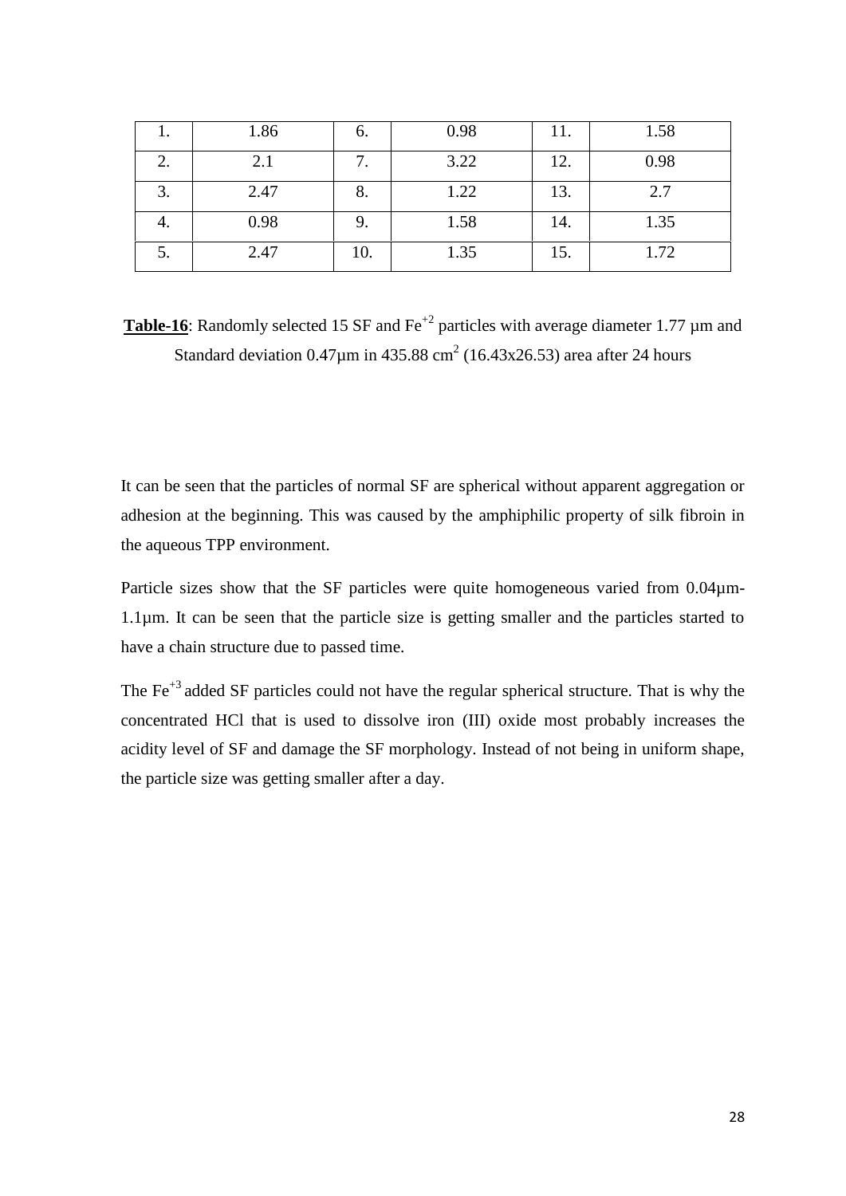| 1. | 1.86 | 6. | 0.98 | 11. | 1.58 |
|---|---|---|---|---|---|
| 2. | 2.1 | 7. | 3.22 | 12. | 0.98 |
| 3. | 2.47 | 8. | 1.22 | 13. | 2.7 |
| 4. | 0.98 | 9. | 1.58 | 14. | 1.35 |
| 5. | 2.47 | 10. | 1.35 | 15. | 1.72 |

**Table-16**: Randomly selected 15 SF and $Fe^{+2}$ particles with average diameter 1.77 µm and Standard deviation 0.47µm in 435.88 $cm^2$ (16.43x26.53) area after 24 hours

It can be seen that the particles of normal SF are spherical without apparent aggregation or adhesion at the beginning. This was caused by the amphiphilic property of silk fibroin in the aqueous TPP environment.

Particle sizes show that the SF particles were quite homogeneous varied from 0.04µm-1.1µm. It can be seen that the particle size is getting smaller and the particles started to have a chain structure due to passed time.

The $Fe^{+3}$ added SF particles could not have the regular spherical structure. That is why the concentrated HCl that is used to dissolve iron (III) oxide most probably increases the acidity level of SF and damage the SF morphology. Instead of not being in uniform shape, the particle size was getting smaller after a day.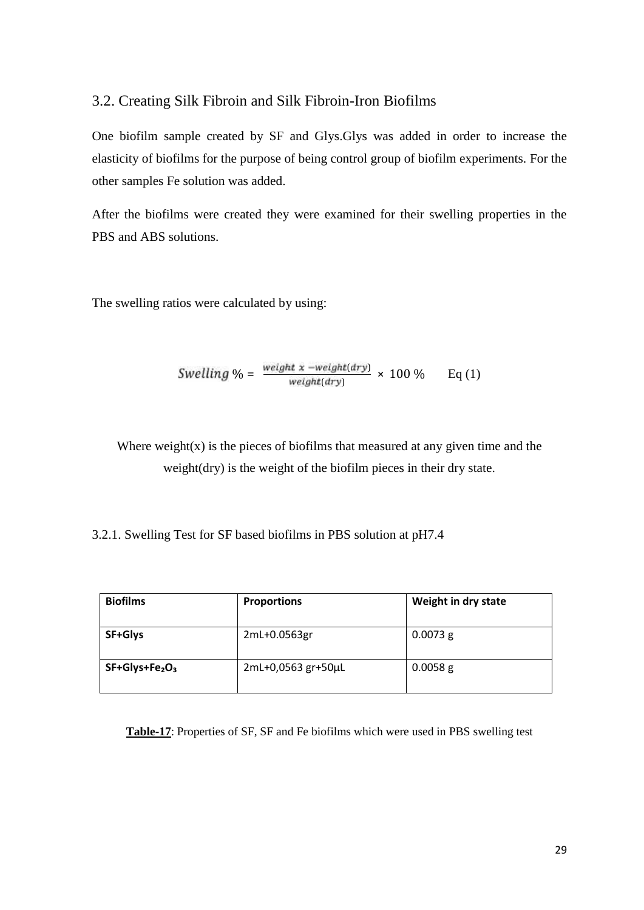## 3.2. Creating Silk Fibroin and Silk Fibroin-Iron Biofilms

One biofilm sample created by SF and Glys.Glys was added in order to increase the elasticity of biofilms for the purpose of being control group of biofilm experiments. For the other samples Fe solution was added.

After the biofilms were created they were examined for their swelling properties in the PBS and ABS solutions.

The swelling ratios were calculated by using:

$$Swelling \% = \frac{weight\ x - weight(dry)}{weight(dry)} \times 100\ \% \qquad \text{Eq (1)}$$

Where weight(x) is the pieces of biofilms that measured at any given time and the weight(dry) is the weight of the biofilm pieces in their dry state.

### 3.2.1. Swelling Test for SF based biofilms in PBS solution at pH7.4

| **Biofilms** | **Proportions** | **Weight in dry state** |
|---|---|---|
| **SF+Glys** | 2mL+0.0563gr | 0.0073 g |
| **SF+Glys+$Fe_2O_3$** | 2mL+0,0563 gr+50µL | 0.0058 g |

**Table-17**: Properties of SF, SF and Fe biofilms which were used in PBS swelling test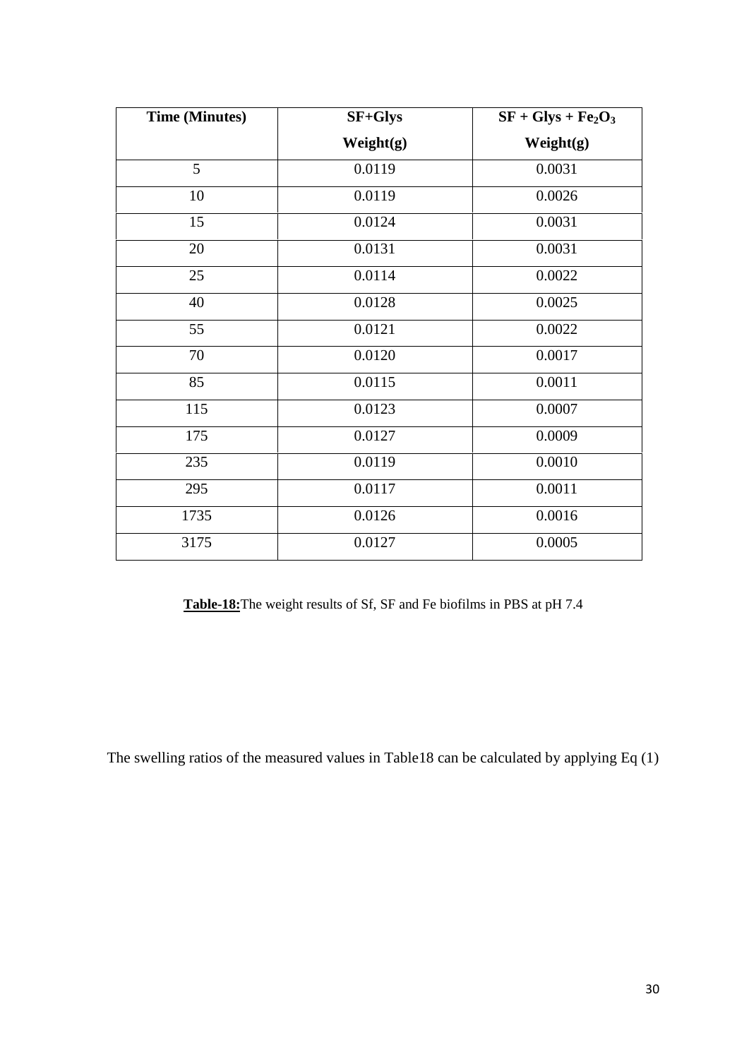| Time (Minutes) | SF+Glys Weight(g) | SF + Glys + $Fe_2O_3$ Weight(g) |
|---|---|---|
| 5 | 0.0119 | 0.0031 |
| 10 | 0.0119 | 0.0026 |
| 15 | 0.0124 | 0.0031 |
| 20 | 0.0131 | 0.0031 |
| 25 | 0.0114 | 0.0022 |
| 40 | 0.0128 | 0.0025 |
| 55 | 0.0121 | 0.0022 |
| 70 | 0.0120 | 0.0017 |
| 85 | 0.0115 | 0.0011 |
| 115 | 0.0123 | 0.0007 |
| 175 | 0.0127 | 0.0009 |
| 235 | 0.0119 | 0.0010 |
| 295 | 0.0117 | 0.0011 |
| 1735 | 0.0126 | 0.0016 |
| 3175 | 0.0127 | 0.0005 |

**Table-18:**The weight results of Sf, SF and Fe biofilms in PBS at pH 7.4

The swelling ratios of the measured values in Table18 can be calculated by applying Eq (1)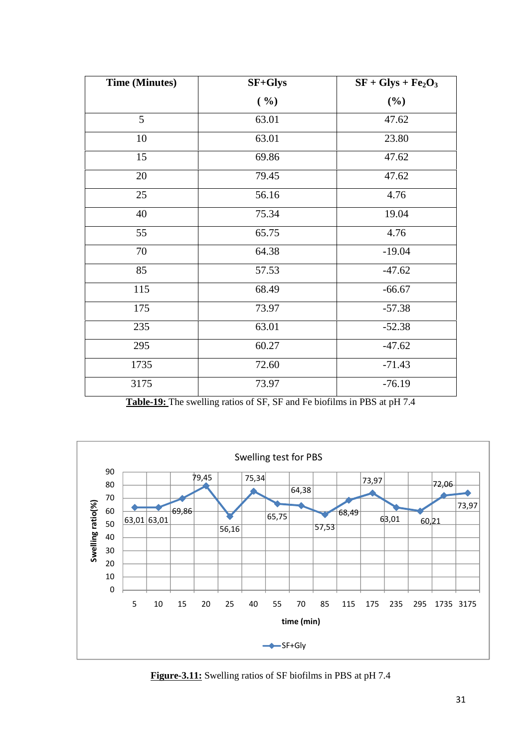| Time (Minutes) | SF+Glys (%) | SF + Glys + $Fe_2O_3$ (%) |
|---|---|---|
| 5 | 63.01 | 47.62 |
| 10 | 63.01 | 23.80 |
| 15 | 69.86 | 47.62 |
| 20 | 79.45 | 47.62 |
| 25 | 56.16 | 4.76 |
| 40 | 75.34 | 19.04 |
| 55 | 65.75 | 4.76 |
| 70 | 64.38 | -19.04 |
| 85 | 57.53 | -47.62 |
| 115 | 68.49 | -66.67 |
| 175 | 73.97 | -57.38 |
| 235 | 63.01 | -52.38 |
| 295 | 60.27 | -47.62 |
| 1735 | 72.60 | -71.43 |
| 3175 | 73.97 | -76.19 |

**Table-19:** The swelling ratios of SF, SF and Fe biofilms in PBS at pH 7.4

**Figure-3.11:** Swelling ratios of SF biofilms in PBS at pH 7.4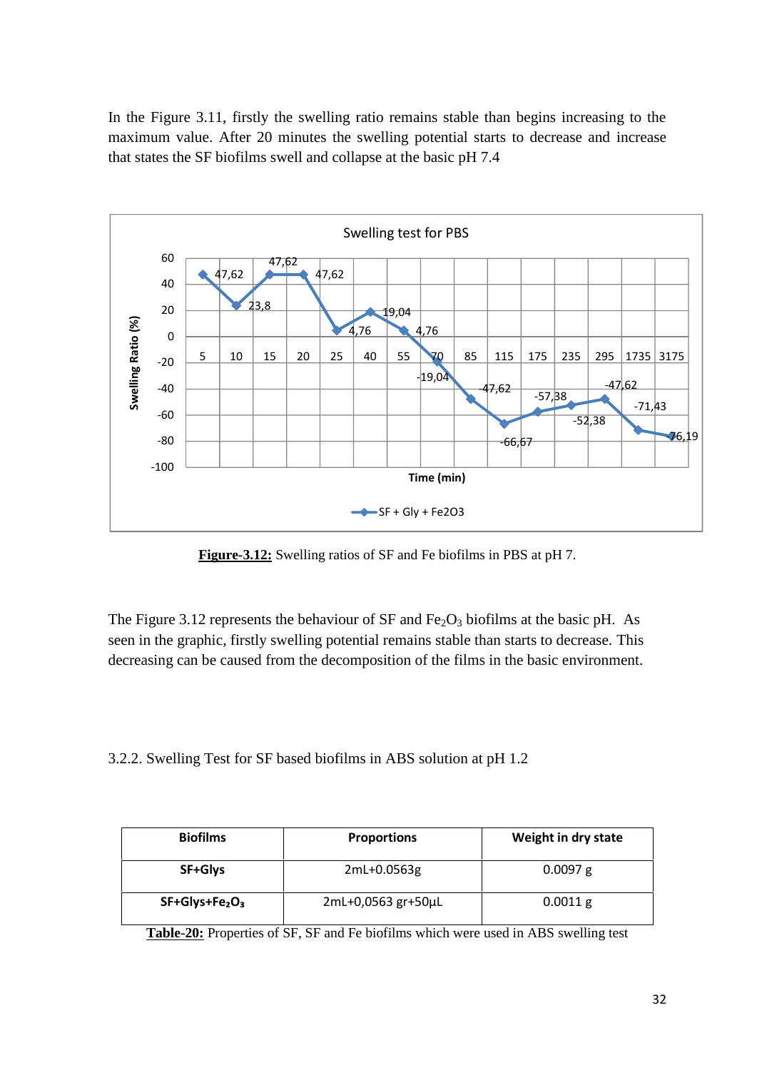In the Figure 3.11, firstly the swelling ratio remains stable than begins increasing to the maximum value. After 20 minutes the swelling potential starts to decrease and increase that states the SF biofilms swell and collapse at the basic pH 7.4

**Figure-3.12:** Swelling ratios of SF and Fe biofilms in PBS at pH 7.

The Figure 3.12 represents the behaviour of SF and $Fe_2O_3$ biofilms at the basic pH. As seen in the graphic, firstly swelling potential remains stable than starts to decrease. This decreasing can be caused from the decomposition of the films in the basic environment.

3.2.2. Swelling Test for SF based biofilms in ABS solution at pH 1.2

| Biofilms | Proportions | Weight in dry state |
| --- | --- | --- |
| SF+Glys | 2mL+0.0563g | 0.0097 g |
| SF+Glys+$Fe_2O_3$ | 2mL+0,0563 gr+50µL | 0.0011 g |

**Table-20:** Properties of SF, SF and Fe biofilms which were used in ABS swelling test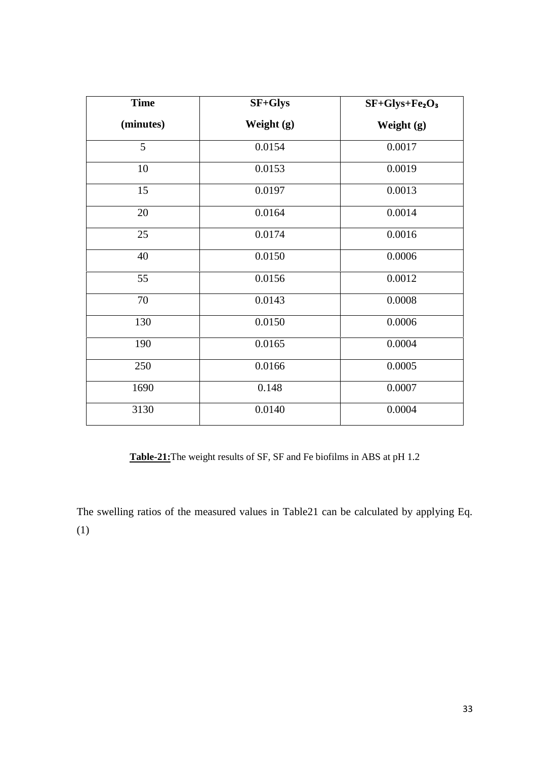| Time (minutes) | SF+Glys Weight (g) | SF+Glys+$Fe_2O_3$ Weight (g) |
|---|---|---|
| 5 | 0.0154 | 0.0017 |
| 10 | 0.0153 | 0.0019 |
| 15 | 0.0197 | 0.0013 |
| 20 | 0.0164 | 0.0014 |
| 25 | 0.0174 | 0.0016 |
| 40 | 0.0150 | 0.0006 |
| 55 | 0.0156 | 0.0012 |
| 70 | 0.0143 | 0.0008 |
| 130 | 0.0150 | 0.0006 |
| 190 | 0.0165 | 0.0004 |
| 250 | 0.0166 | 0.0005 |
| 1690 | 0.148 | 0.0007 |
| 3130 | 0.0140 | 0.0004 |

**Table-21:**The weight results of SF, SF and Fe biofilms in ABS at pH 1.2

The swelling ratios of the measured values in Table21 can be calculated by applying Eq. (1)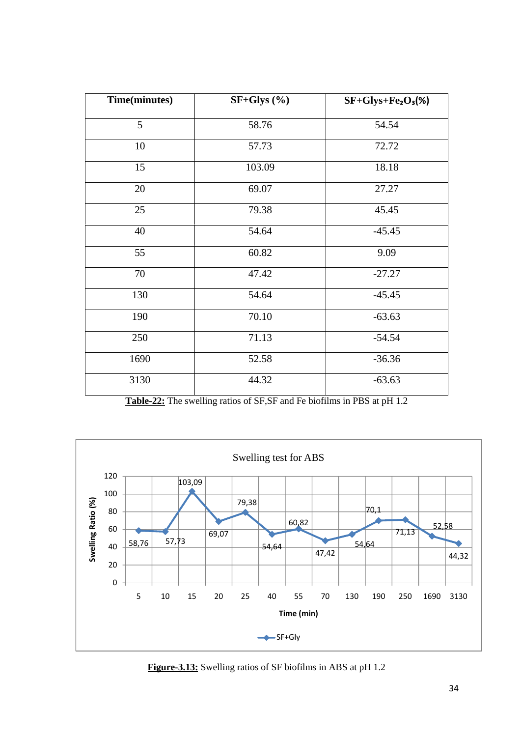| Time(minutes) | SF+Glys (%) | SF+Glys+$Fe_2O_3$(%) |
|---|---|---|
| 5 | 58.76 | 54.54 |
| 10 | 57.73 | 72.72 |
| 15 | 103.09 | 18.18 |
| 20 | 69.07 | 27.27 |
| 25 | 79.38 | 45.45 |
| 40 | 54.64 | -45.45 |
| 55 | 60.82 | 9.09 |
| 70 | 47.42 | -27.27 |
| 130 | 54.64 | -45.45 |
| 190 | 70.10 | -63.63 |
| 250 | 71.13 | -54.54 |
| 1690 | 52.58 | -36.36 |
| 3130 | 44.32 | -63.63 |

**Table-22:** The swelling ratios of SF,SF and Fe biofilms in PBS at pH 1.2

**Figure-3.13:** Swelling ratios of SF biofilms in ABS at pH 1.2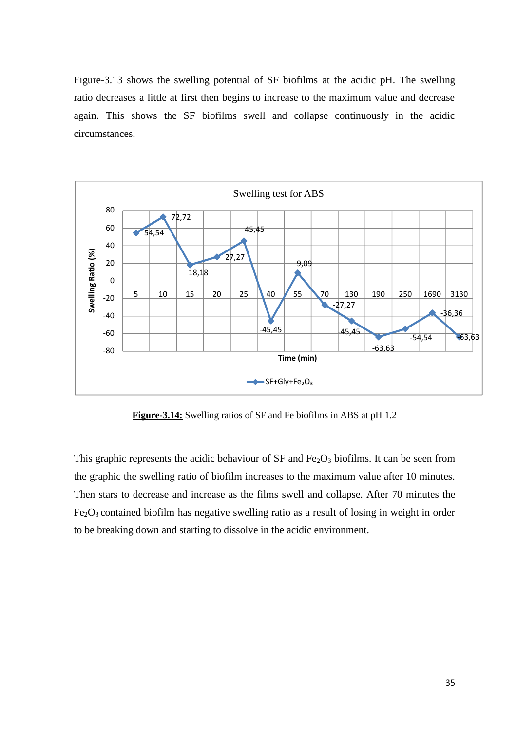Figure-3.13 shows the swelling potential of SF biofilms at the acidic pH. The swelling ratio decreases a little at first then begins to increase to the maximum value and decrease again. This shows the SF biofilms swell and collapse continuously in the acidic circumstances.

**Figure-3.14:** Swelling ratios of SF and Fe biofilms in ABS at pH 1.2

This graphic represents the acidic behaviour of SF and $Fe_2O_3$ biofilms. It can be seen from the graphic the swelling ratio of biofilm increases to the maximum value after 10 minutes. Then stars to decrease and increase as the films swell and collapse. After 70 minutes the $Fe_2O_3$ contained biofilm has negative swelling ratio as a result of losing in weight in order to be breaking down and starting to dissolve in the acidic environment.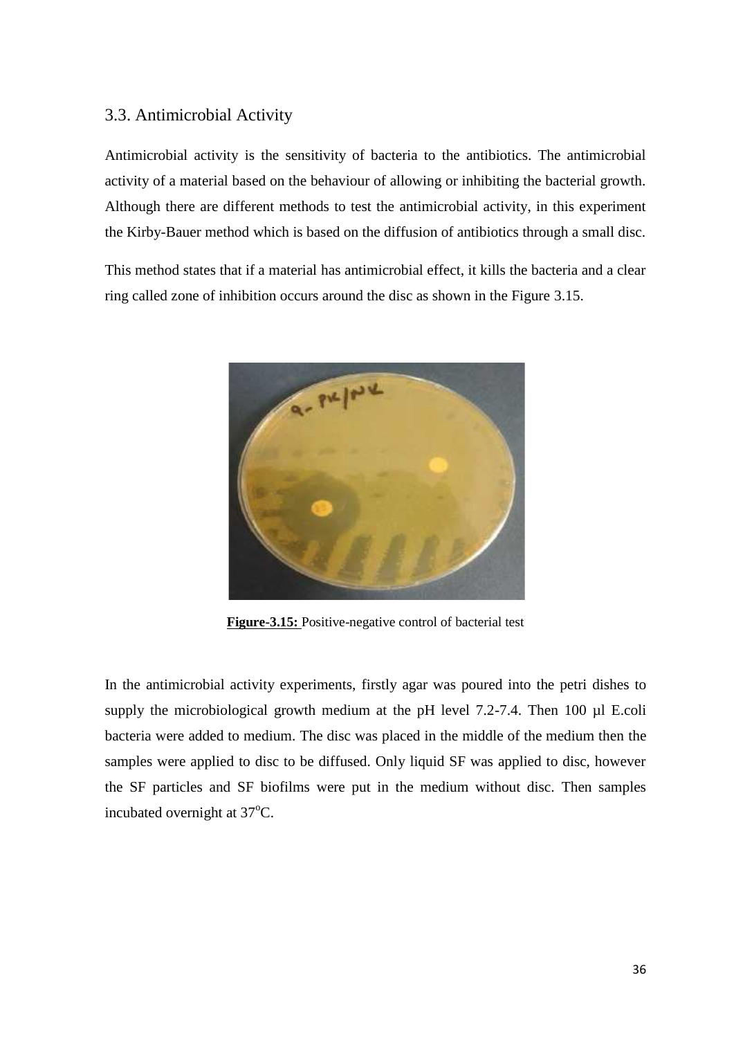## 3.3. Antimicrobial Activity

Antimicrobial activity is the sensitivity of bacteria to the antibiotics. The antimicrobial activity of a material based on the behaviour of allowing or inhibiting the bacterial growth. Although there are different methods to test the antimicrobial activity, in this experiment the Kirby-Bauer method which is based on the diffusion of antibiotics through a small disc.

This method states that if a material has antimicrobial effect, it kills the bacteria and a clear ring called zone of inhibition occurs around the disc as shown in the Figure 3.15.

**Figure-3.15:** Positive-negative control of bacterial test

In the antimicrobial activity experiments, firstly agar was poured into the petri dishes to supply the microbiological growth medium at the pH level 7.2-7.4. Then 100 µl E.coli bacteria were added to medium. The disc was placed in the middle of the medium then the samples were applied to disc to be diffused. Only liquid SF was applied to disc, however the SF particles and SF biofilms were put in the medium without disc. Then samples incubated overnight at $37^oC$.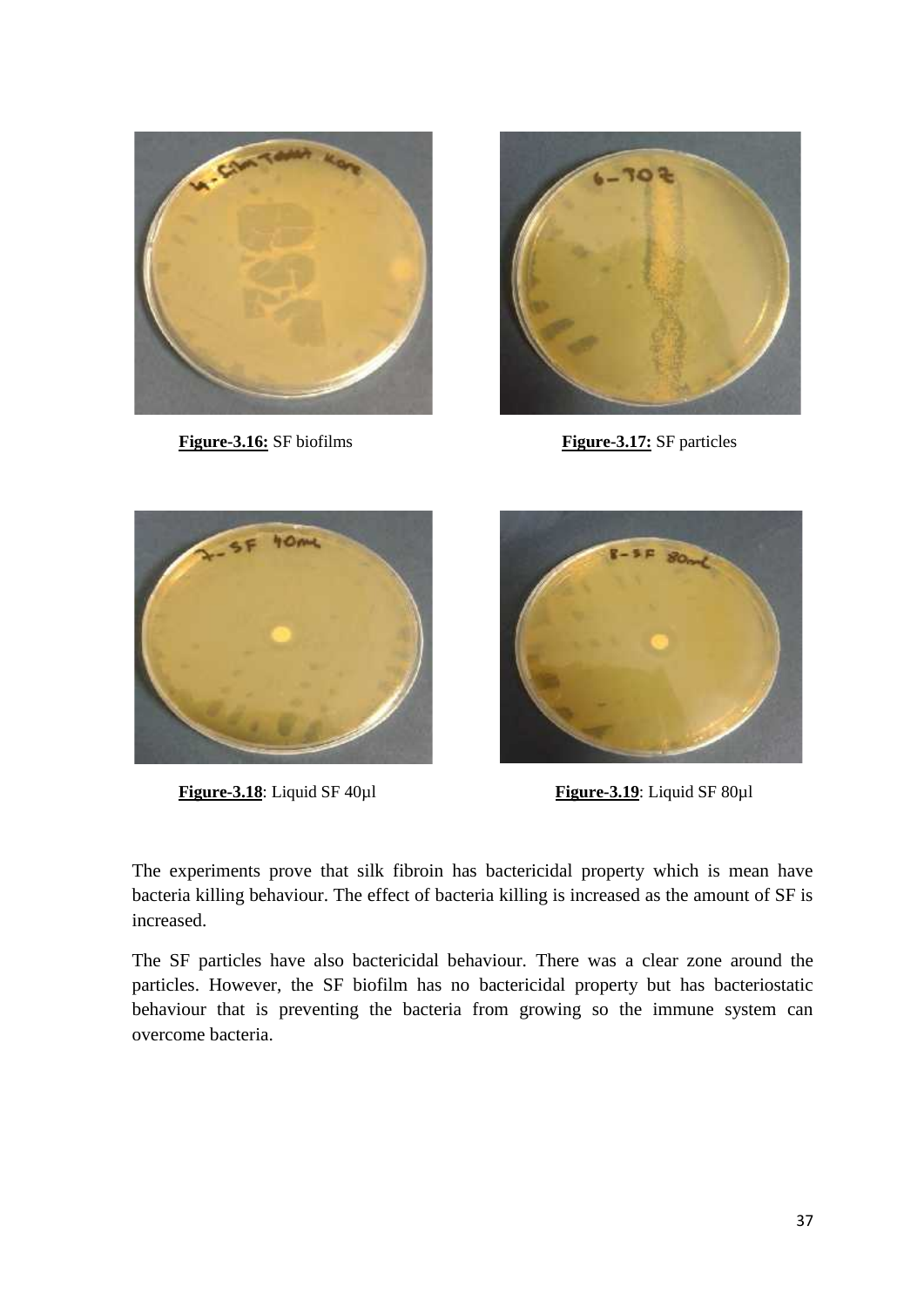**Figure-3.16:** SF biofilms

**Figure-3.17:** SF particles

**Figure-3.18**: Liquid SF 40µl

**Figure-3.19**: Liquid SF 80µl

The experiments prove that silk fibroin has bactericidal property which is mean have bacteria killing behaviour. The effect of bacteria killing is increased as the amount of SF is increased.

The SF particles have also bactericidal behaviour. There was a clear zone around the particles. However, the SF biofilm has no bactericidal property but has bacteriostatic behaviour that is preventing the bacteria from growing so the immune system can overcome bacteria.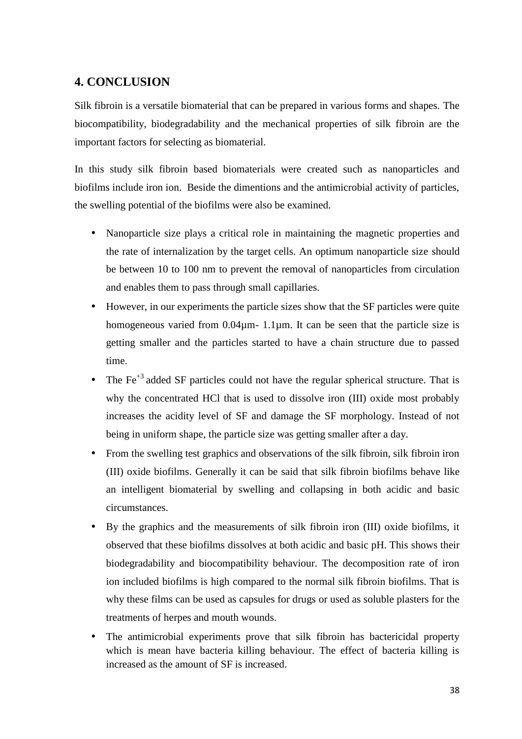## 4. CONCLUSION

Silk fibroin is a versatile biomaterial that can be prepared in various forms and shapes. The biocompatibility, biodegradability and the mechanical properties of silk fibroin are the important factors for selecting as biomaterial.

In this study silk fibroin based biomaterials were created such as nanoparticles and biofilms include iron ion. Beside the dimentions and the antimicrobial activity of particles, the swelling potential of the biofilms were also be examined.

- Nanoparticle size plays a critical role in maintaining the magnetic properties and the rate of internalization by the target cells. An optimum nanoparticle size should be between 10 to 100 nm to prevent the removal of nanoparticles from circulation and enables them to pass through small capillaries.
- However, in our experiments the particle sizes show that the SF particles were quite homogeneous varied from 0.04µm- 1.1µm. It can be seen that the particle size is getting smaller and the particles started to have a chain structure due to passed time.
- The $Fe^{+3}$ added SF particles could not have the regular spherical structure. That is why the concentrated HCl that is used to dissolve iron (III) oxide most probably increases the acidity level of SF and damage the SF morphology. Instead of not being in uniform shape, the particle size was getting smaller after a day.
- From the swelling test graphics and observations of the silk fibroin, silk fibroin iron (III) oxide biofilms. Generally it can be said that silk fibroin biofilms behave like an intelligent biomaterial by swelling and collapsing in both acidic and basic circumstances.
- By the graphics and the measurements of silk fibroin iron (III) oxide biofilms, it observed that these biofilms dissolves at both acidic and basic pH. This shows their biodegradability and biocompatibility behaviour. The decomposition rate of iron ion included biofilms is high compared to the normal silk fibroin biofilms. That is why these films can be used as capsules for drugs or used as soluble plasters for the treatments of herpes and mouth wounds.
- The antimicrobial experiments prove that silk fibroin has bactericidal property which is mean have bacteria killing behaviour. The effect of bacteria killing is increased as the amount of SF is increased.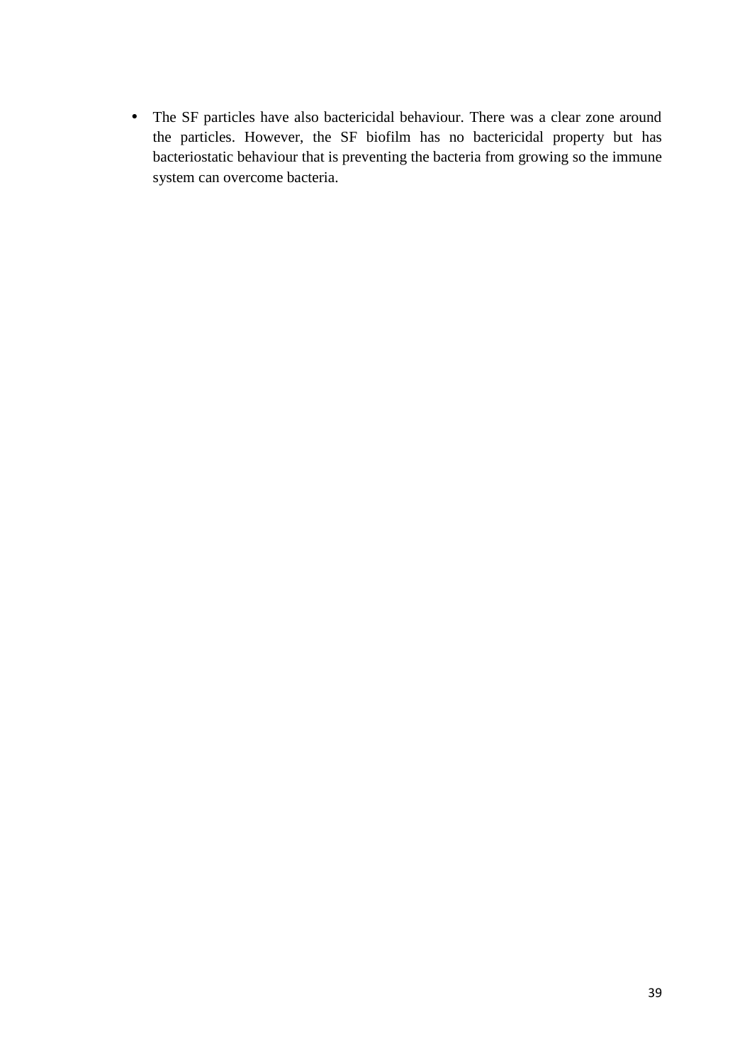- The SF particles have also bactericidal behaviour. There was a clear zone around the particles. However, the SF biofilm has no bactericidal property but has bacteriostatic behaviour that is preventing the bacteria from growing so the immune system can overcome bacteria.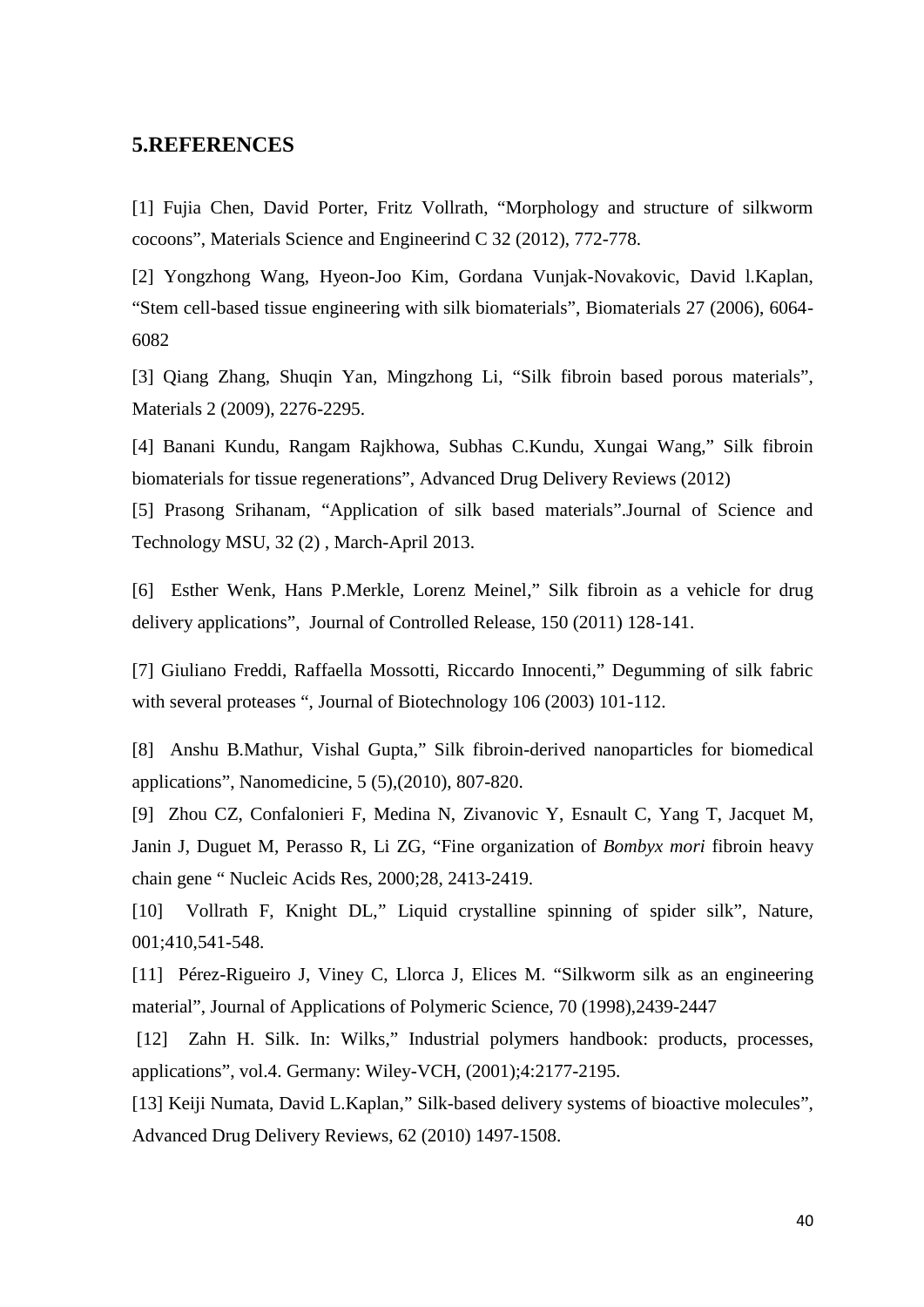## 5.REFERENCES

[1] Fujia Chen, David Porter, Fritz Vollrath, "Morphology and structure of silkworm cocoons", Materials Science and Engineerind C 32 (2012), 772-778.

[2] Yongzhong Wang, Hyeon-Joo Kim, Gordana Vunjak-Novakovic, David l.Kaplan, "Stem cell-based tissue engineering with silk biomaterials", Biomaterials 27 (2006), 6064-6082

[3] Qiang Zhang, Shuqin Yan, Mingzhong Li, "Silk fibroin based porous materials", Materials 2 (2009), 2276-2295.

[4] Banani Kundu, Rangam Rajkhowa, Subhas C.Kundu, Xungai Wang," Silk fibroin biomaterials for tissue regenerations", Advanced Drug Delivery Reviews (2012)

[5] Prasong Srihanam, "Application of silk based materials".Journal of Science and Technology MSU, 32 (2) , March-April 2013.

[6] Esther Wenk, Hans P.Merkle, Lorenz Meinel," Silk fibroin as a vehicle for drug delivery applications", Journal of Controlled Release, 150 (2011) 128-141.

[7] Giuliano Freddi, Raffaella Mossotti, Riccardo Innocenti," Degumming of silk fabric with several proteases ", Journal of Biotechnology 106 (2003) 101-112.

[8] Anshu B.Mathur, Vishal Gupta," Silk fibroin-derived nanoparticles for biomedical applications", Nanomedicine, 5 (5),(2010), 807-820.

[9] Zhou CZ, Confalonieri F, Medina N, Zivanovic Y, Esnault C, Yang T, Jacquet M, Janin J, Duguet M, Perasso R, Li ZG, "Fine organization of *Bombyx mori* fibroin heavy chain gene " Nucleic Acids Res, 2000;28, 2413-2419.

[10] Vollrath F, Knight DL," Liquid crystalline spinning of spider silk", Nature, 001;410,541-548.

[11] Pérez-Rigueiro J, Viney C, Llorca J, Elices M. "Silkworm silk as an engineering material", Journal of Applications of Polymeric Science, 70 (1998),2439-2447

[12] Zahn H. Silk. In: Wilks," Industrial polymers handbook: products, processes, applications", vol.4. Germany: Wiley-VCH, (2001);4:2177-2195.

[13] Keiji Numata, David L.Kaplan," Silk-based delivery systems of bioactive molecules", Advanced Drug Delivery Reviews, 62 (2010) 1497-1508.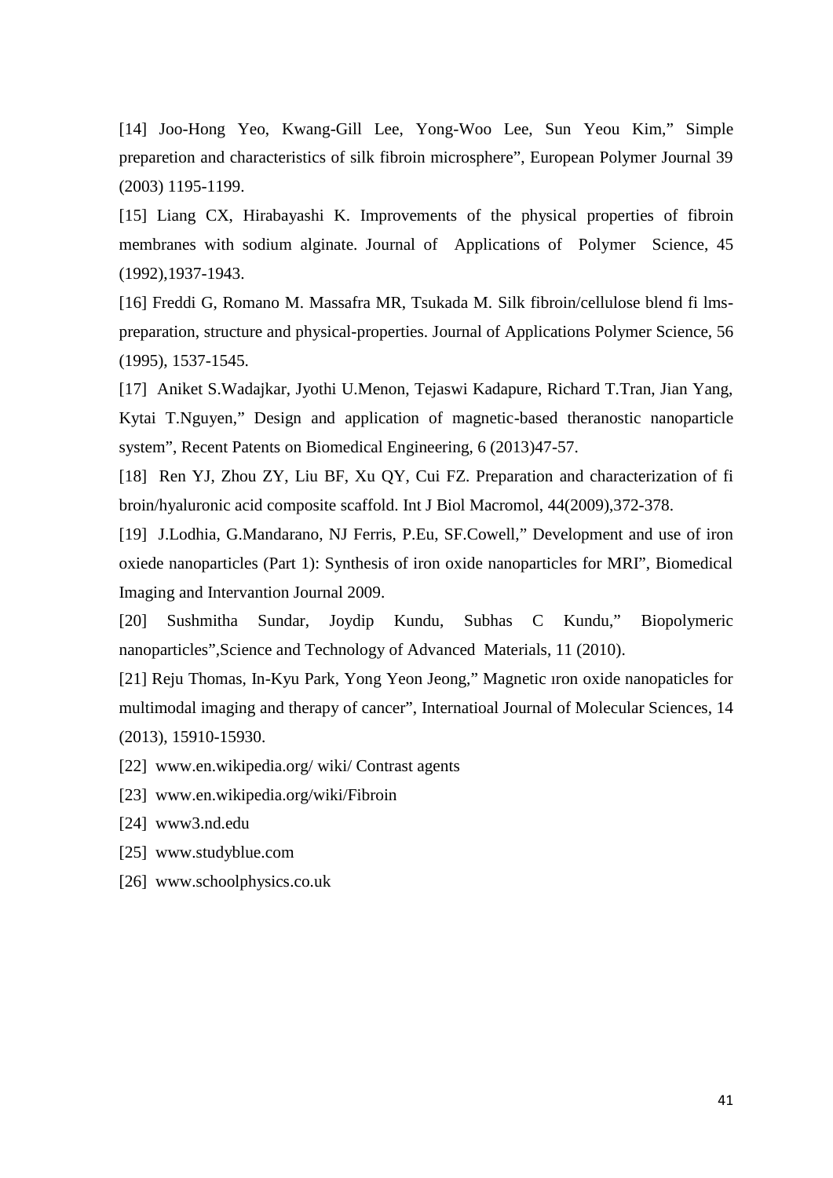[14] Joo-Hong Yeo, Kwang-Gill Lee, Yong-Woo Lee, Sun Yeou Kim," Simple preparetion and characteristics of silk fibroin microsphere", European Polymer Journal 39 (2003) 1195-1199.

[15] Liang CX, Hirabayashi K. Improvements of the physical properties of fibroin membranes with sodium alginate. Journal of Applications of Polymer Science, 45 (1992),1937-1943.

[16] Freddi G, Romano M. Massafra MR, Tsukada M. Silk fibroin/cellulose blend fi lms-preparation, structure and physical-properties. Journal of Applications Polymer Science, 56 (1995), 1537-1545.

[17] Aniket S.Wadajkar, Jyothi U.Menon, Tejaswi Kadapure, Richard T.Tran, Jian Yang, Kytai T.Nguyen," Design and application of magnetic-based theranostic nanoparticle system", Recent Patents on Biomedical Engineering, 6 (2013)47-57.

[18] Ren YJ, Zhou ZY, Liu BF, Xu QY, Cui FZ. Preparation and characterization of fi broin/hyaluronic acid composite scaffold. Int J Biol Macromol, 44(2009),372-378.

[19] J.Lodhia, G.Mandarano, NJ Ferris, P.Eu, SF.Cowell," Development and use of iron oxiede nanoparticles (Part 1): Synthesis of iron oxide nanoparticles for MRI", Biomedical Imaging and Intervantion Journal 2009.

[20] Sushmitha Sundar, Joydip Kundu, Subhas C Kundu," Biopolymeric nanoparticles",Science and Technology of Advanced Materials, 11 (2010).

[21] Reju Thomas, In-Kyu Park, Yong Yeon Jeong," Magnetic ıron oxide nanopaticles for multimodal imaging and therapy of cancer", Internatioal Journal of Molecular Sciences, 14 (2013), 15910-15930.

[22] www.en.wikipedia.org/ wiki/ Contrast agents

[23] www.en.wikipedia.org/wiki/Fibroin

[24] www3.nd.edu

[25] www.studyblue.com

[26] www.schoolphysics.co.uk